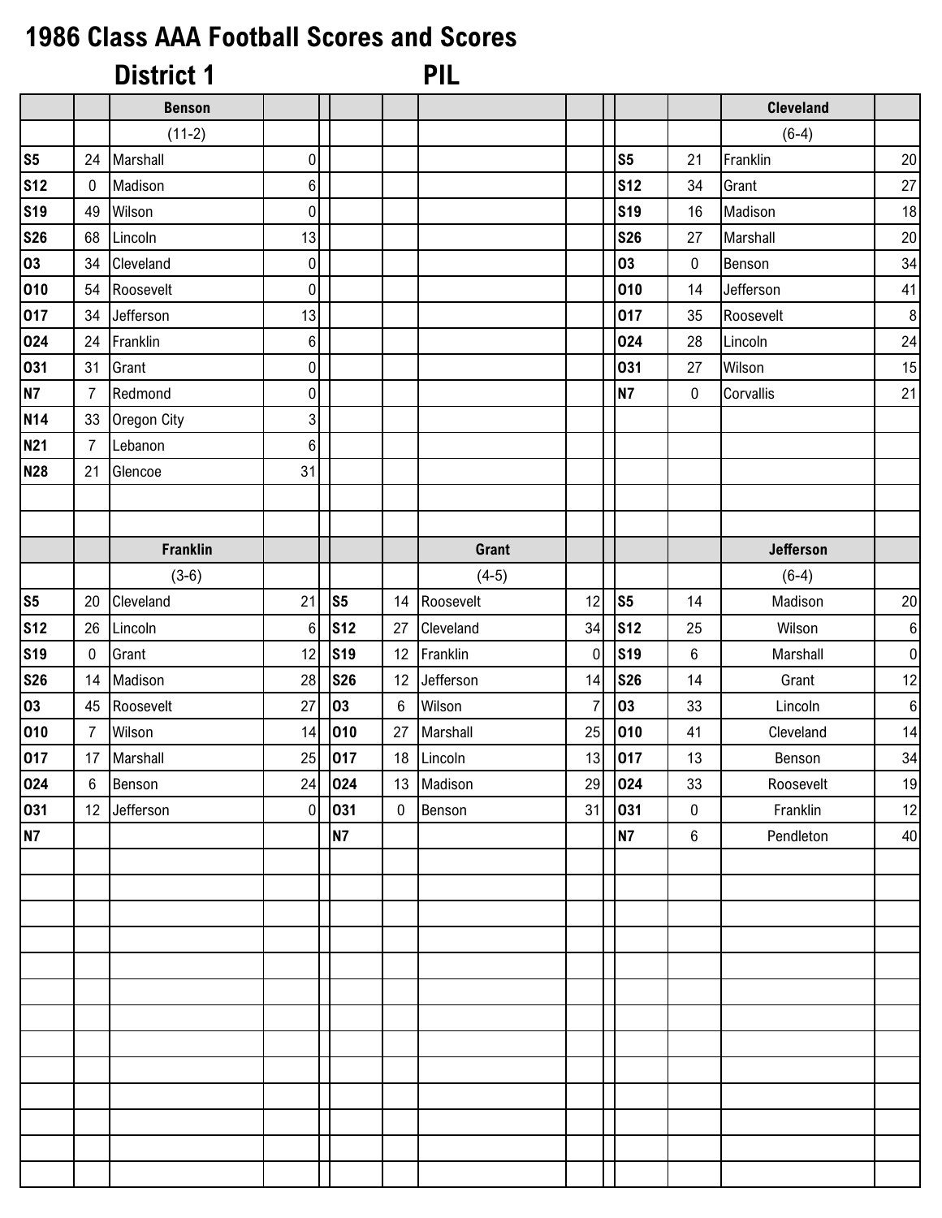# 1986 Class AAA Football Scores and Scores

## District 1 PIL

| | | Benson | | | | | | | | Cleveland | |
|---|---|---|---|---|---|---|---|---|---|---|---|
| | | (11-2) | | | | | | | | (6-4) | |
| S5 | 24 | Marshall | 0 | | | | | S5 | 21 | Franklin | 20 |
| S12 | 0 | Madison | 6 | | | | | S12 | 34 | Grant | 27 |
| S19 | 49 | Wilson | 0 | | | | | S19 | 16 | Madison | 18 |
| S26 | 68 | Lincoln | 13 | | | | | S26 | 27 | Marshall | 20 |
| O3 | 34 | Cleveland | 0 | | | | | O3 | 0 | Benson | 34 |
| O10 | 54 | Roosevelt | 0 | | | | | O10 | 14 | Jefferson | 41 |
| O17 | 34 | Jefferson | 13 | | | | | O17 | 35 | Roosevelt | 8 |
| O24 | 24 | Franklin | 6 | | | | | O24 | 28 | Lincoln | 24 |
| O31 | 31 | Grant | 0 | | | | | O31 | 27 | Wilson | 15 |
| N7 | 7 | Redmond | 0 | | | | | N7 | 0 | Corvallis | 21 |
| N14 | 33 | Oregon City | 3 | | | | | | | | |
| N21 | 7 | Lebanon | 6 | | | | | | | | |
| N28 | 21 | Glencoe | 31 | | | | | | | | |

| | | Franklin | | | | Grant | | | | Jefferson | |
|---|---|---|---|---|---|---|---|---|---|---|---|
| | | (3-6) | | | | (4-5) | | | | (6-4) | |
| S5 | 20 | Cleveland | 21 | S5 | 14 | Roosevelt | 12 | S5 | 14 | Madison | 20 |
| S12 | 26 | Lincoln | 6 | S12 | 27 | Cleveland | 34 | S12 | 25 | Wilson | 6 |
| S19 | 0 | Grant | 12 | S19 | 12 | Franklin | 0 | S19 | 6 | Marshall | 0 |
| S26 | 14 | Madison | 28 | S26 | 12 | Jefferson | 14 | S26 | 14 | Grant | 12 |
| O3 | 45 | Roosevelt | 27 | O3 | 6 | Wilson | 7 | O3 | 33 | Lincoln | 6 |
| O10 | 7 | Wilson | 14 | O10 | 27 | Marshall | 25 | O10 | 41 | Cleveland | 14 |
| O17 | 17 | Marshall | 25 | O17 | 18 | Lincoln | 13 | O17 | 13 | Benson | 34 |
| O24 | 6 | Benson | 24 | O24 | 13 | Madison | 29 | O24 | 33 | Roosevelt | 19 |
| O31 | 12 | Jefferson | 0 | O31 | 0 | Benson | 31 | O31 | 0 | Franklin | 12 |
| N7 | | | | N7 | | | | N7 | 6 | Pendleton | 40 |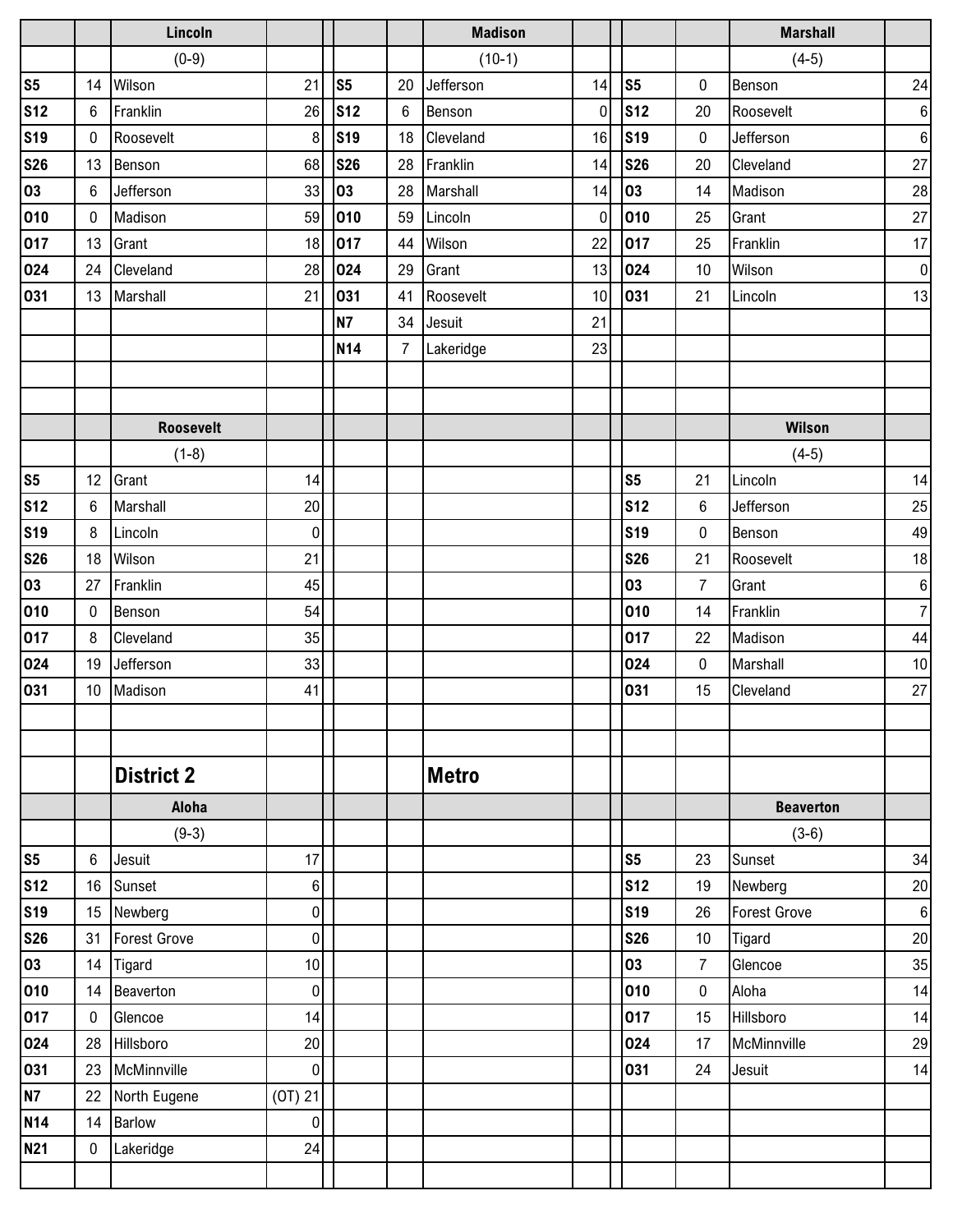| | | Lincoln | | | | Madison | | | | Marshall | |
|---|---|---|---|---|---|---|---|---|---|---|---|
| | | (0-9) | | | | (10-1) | | | | (4-5) | |
| S5 | 14 | Wilson | 21 | S5 | 20 | Jefferson | 14 | S5 | 0 | Benson | 24 |
| S12 | 6 | Franklin | 26 | S12 | 6 | Benson | 0 | S12 | 20 | Roosevelt | 6 |
| S19 | 0 | Roosevelt | 8 | S19 | 18 | Cleveland | 16 | S19 | 0 | Jefferson | 6 |
| S26 | 13 | Benson | 68 | S26 | 28 | Franklin | 14 | S26 | 20 | Cleveland | 27 |
| O3 | 6 | Jefferson | 33 | O3 | 28 | Marshall | 14 | O3 | 14 | Madison | 28 |
| O10 | 0 | Madison | 59 | O10 | 59 | Lincoln | 0 | O10 | 25 | Grant | 27 |
| O17 | 13 | Grant | 18 | O17 | 44 | Wilson | 22 | O17 | 25 | Franklin | 17 |
| O24 | 24 | Cleveland | 28 | O24 | 29 | Grant | 13 | O24 | 10 | Wilson | 0 |
| O31 | 13 | Marshall | 21 | O31 | 41 | Roosevelt | 10 | O31 | 21 | Lincoln | 13 |
| | | | | N7 | 34 | Jesuit | 21 | | | | |
| | | | | N14 | 7 | Lakeridge | 23 | | | | |

| | | Roosevelt | | | | Wilson | |
|---|---|---|---|---|---|---|---|
| | | (1-8) | | | | (4-5) | |
| S5 | 12 | Grant | 14 | S5 | 21 | Lincoln | 14 |
| S12 | 6 | Marshall | 20 | S12 | 6 | Jefferson | 25 |
| S19 | 8 | Lincoln | 0 | S19 | 0 | Benson | 49 |
| S26 | 18 | Wilson | 21 | S26 | 21 | Roosevelt | 18 |
| O3 | 27 | Franklin | 45 | O3 | 7 | Grant | 6 |
| O10 | 0 | Benson | 54 | O10 | 14 | Franklin | 7 |
| O17 | 8 | Cleveland | 35 | O17 | 22 | Madison | 44 |
| O24 | 19 | Jefferson | 33 | O24 | 0 | Marshall | 10 |
| O31 | 10 | Madison | 41 | O31 | 15 | Cleveland | 27 |

## District 2 Metro

| | | Aloha | | | | Beaverton | |
|---|---|---|---|---|---|---|---|
| | | (9-3) | | | | (3-6) | |
| S5 | 6 | Jesuit | 17 | S5 | 23 | Sunset | 34 |
| S12 | 16 | Sunset | 6 | S12 | 19 | Newberg | 20 |
| S19 | 15 | Newberg | 0 | S19 | 26 | Forest Grove | 6 |
| S26 | 31 | Forest Grove | 0 | S26 | 10 | Tigard | 20 |
| O3 | 14 | Tigard | 10 | O3 | 7 | Glencoe | 35 |
| O10 | 14 | Beaverton | 0 | O10 | 0 | Aloha | 14 |
| O17 | 0 | Glencoe | 14 | O17 | 15 | Hillsboro | 14 |
| O24 | 28 | Hillsboro | 20 | O24 | 17 | McMinnville | 29 |
| O31 | 23 | McMinnville | 0 | O31 | 24 | Jesuit | 14 |
| N7 | 22 | North Eugene | (OT) 21 | | | | |
| N14 | 14 | Barlow | 0 | | | | |
| N21 | 0 | Lakeridge | 24 | | | | |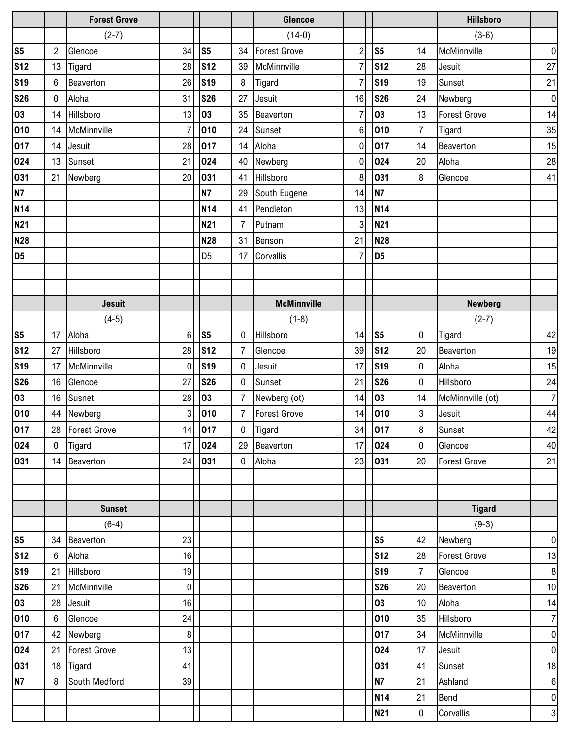| | | Forest Grove | | | | Glencoe | | | | Hillsboro | |
|---|---|---|---|---|---|---|---|---|---|---|---|
| | | (2-7) | | | | (14-0) | | | | (3-6) | |
| **S5** | 2 | Glencoe | 34 | **S5** | 34 | Forest Grove | 2 | **S5** | 14 | McMinnville | 0 |
| **S12** | 13 | Tigard | 28 | **S12** | 39 | McMinnville | 7 | **S12** | 28 | Jesuit | 27 |
| **S19** | 6 | Beaverton | 26 | **S19** | 8 | Tigard | 7 | **S19** | 19 | Sunset | 21 |
| **S26** | 0 | Aloha | 31 | **S26** | 27 | Jesuit | 16 | **S26** | 24 | Newberg | 0 |
| **O3** | 14 | Hillsboro | 13 | **O3** | 35 | Beaverton | 7 | **O3** | 13 | Forest Grove | 14 |
| **O10** | 14 | McMinnville | 7 | **O10** | 24 | Sunset | 6 | **O10** | 7 | Tigard | 35 |
| **O17** | 14 | Jesuit | 28 | **O17** | 14 | Aloha | 0 | **O17** | 14 | Beaverton | 15 |
| **O24** | 13 | Sunset | 21 | **O24** | 40 | Newberg | 0 | **O24** | 20 | Aloha | 28 |
| **O31** | 21 | Newberg | 20 | **O31** | 41 | Hillsboro | 8 | **O31** | 8 | Glencoe | 41 |
| **N7** | | | | **N7** | 29 | South Eugene | 14 | **N7** | | | |
| **N14** | | | | **N14** | 41 | Pendleton | 13 | **N14** | | | |
| **N21** | | | | **N21** | 7 | Putnam | 3 | **N21** | | | |
| **N28** | | | | **N28** | 31 | Benson | 21 | **N28** | | | |
| **D5** | | | | D5 | 17 | Corvallis | 7 | **D5** | | | |

| | | Jesuit | | | | McMinnville | | | | Newberg | |
|---|---|---|---|---|---|---|---|---|---|---|---|
| | | (4-5) | | | | (1-8) | | | | (2-7) | |
| **S5** | 17 | Aloha | 6 | **S5** | 0 | Hillsboro | 14 | **S5** | 0 | Tigard | 42 |
| **S12** | 27 | Hillsboro | 28 | **S12** | 7 | Glencoe | 39 | **S12** | 20 | Beaverton | 19 |
| **S19** | 17 | McMinnville | 0 | **S19** | 0 | Jesuit | 17 | **S19** | 0 | Aloha | 15 |
| **S26** | 16 | Glencoe | 27 | **S26** | 0 | Sunset | 21 | **S26** | 0 | Hillsboro | 24 |
| **O3** | 16 | Susnet | 28 | **O3** | 7 | Newberg (ot) | 14 | **O3** | 14 | McMinnville (ot) | 7 |
| **O10** | 44 | Newberg | 3 | **O10** | 7 | Forest Grove | 14 | **O10** | 3 | Jesuit | 44 |
| **O17** | 28 | Forest Grove | 14 | **O17** | 0 | Tigard | 34 | **O17** | 8 | Sunset | 42 |
| **O24** | 0 | Tigard | 17 | **O24** | 29 | Beaverton | 17 | **O24** | 0 | Glencoe | 40 |
| **O31** | 14 | Beaverton | 24 | **O31** | 0 | Aloha | 23 | **O31** | 20 | Forest Grove | 21 |

| | | Sunset | | | | | | | | Tigard | |
|---|---|---|---|---|---|---|---|---|---|---|---|
| | | (6-4) | | | | | | | | (9-3) | |
| **S5** | 34 | Beaverton | 23 | | | | | **S5** | 42 | Newberg | 0 |
| **S12** | 6 | Aloha | 16 | | | | | **S12** | 28 | Forest Grove | 13 |
| **S19** | 21 | Hillsboro | 19 | | | | | **S19** | 7 | Glencoe | 8 |
| **S26** | 21 | McMinnville | 0 | | | | | **S26** | 20 | Beaverton | 10 |
| **O3** | 28 | Jesuit | 16 | | | | | **O3** | 10 | Aloha | 14 |
| **O10** | 6 | Glencoe | 24 | | | | | **O10** | 35 | Hillsboro | 7 |
| **O17** | 42 | Newberg | 8 | | | | | **O17** | 34 | McMinnville | 0 |
| **O24** | 21 | Forest Grove | 13 | | | | | **O24** | 17 | Jesuit | 0 |
| **O31** | 18 | Tigard | 41 | | | | | **O31** | 41 | Sunset | 18 |
| **N7** | 8 | South Medford | 39 | | | | | **N7** | 21 | Ashland | 6 |
| | | | | | | | | **N14** | 21 | Bend | 0 |
| | | | | | | | | **N21** | 0 | Corvallis | 3 |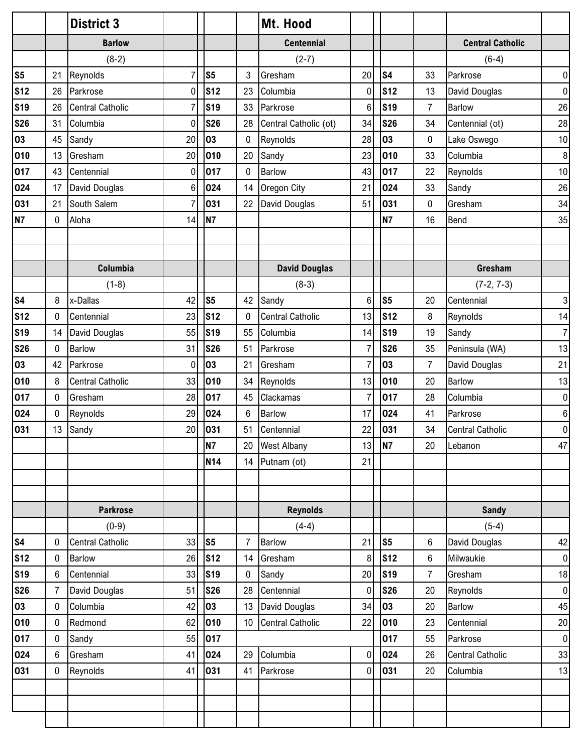## District 3 — Mt. Hood

### Barlow (8-2)

| Date | Score | Opponent | Opp. Score |
|---|---|---|---|
| S5 | 21 | Reynolds | 7 |
| S12 | 26 | Parkrose | 0 |
| S19 | 26 | Central Catholic | 7 |
| S26 | 31 | Columbia | 0 |
| O3 | 45 | Sandy | 20 |
| O10 | 13 | Gresham | 20 |
| O17 | 43 | Centennial | 0 |
| O24 | 17 | David Douglas | 6 |
| O31 | 21 | South Salem | 7 |
| N7 | 0 | Aloha | 14 |

### Centennial (2-7)

| Date | Score | Opponent | Opp. Score |
|---|---|---|---|
| S5 | 3 | Gresham | 20 |
| S12 | 23 | Columbia | 0 |
| S19 | 33 | Parkrose | 6 |
| S26 | 28 | Central Catholic (ot) | 34 |
| O3 | 0 | Reynolds | 28 |
| O10 | 20 | Sandy | 23 |
| O17 | 0 | Barlow | 43 |
| O24 | 14 | Oregon City | 21 |
| O31 | 22 | David Douglas | 51 |
| N7 | | | |

### Central Catholic (6-4)

| Date | Score | Opponent | Opp. Score |
|---|---|---|---|
| S4 | 33 | Parkrose | 0 |
| S12 | 13 | David Douglas | 0 |
| S19 | 7 | Barlow | 26 |
| S26 | 34 | Centennial (ot) | 28 |
| O3 | 0 | Lake Oswego | 10 |
| O10 | 33 | Columbia | 8 |
| O17 | 22 | Reynolds | 10 |
| O24 | 33 | Sandy | 26 |
| O31 | 0 | Gresham | 34 |
| N7 | 16 | Bend | 35 |

### Columbia (1-8)

| Date | Score | Opponent | Opp. Score |
|---|---|---|---|
| S4 | 8 | x-Dallas | 42 |
| S12 | 0 | Centennial | 23 |
| S19 | 14 | David Douglas | 55 |
| S26 | 0 | Barlow | 31 |
| O3 | 42 | Parkrose | 0 |
| O10 | 8 | Central Catholic | 33 |
| O17 | 0 | Gresham | 28 |
| O24 | 0 | Reynolds | 29 |
| O31 | 13 | Sandy | 20 |

### David Douglas (8-3)

| Date | Score | Opponent | Opp. Score |
|---|---|---|---|
| S5 | 42 | Sandy | 6 |
| S12 | 0 | Central Catholic | 13 |
| S19 | 55 | Columbia | 14 |
| S26 | 51 | Parkrose | 7 |
| O3 | 21 | Gresham | 7 |
| O10 | 34 | Reynolds | 13 |
| O17 | 45 | Clackamas | 7 |
| O24 | 6 | Barlow | 17 |
| O31 | 51 | Centennial | 22 |
| N7 | 20 | West Albany | 13 |
| N14 | 14 | Putnam (ot) | 21 |

### Gresham (7-2, 7-3)

| Date | Score | Opponent | Opp. Score |
|---|---|---|---|
| S5 | 20 | Centennial | 3 |
| S12 | 8 | Reynolds | 14 |
| S19 | 19 | Sandy | 7 |
| S26 | 35 | Peninsula (WA) | 13 |
| O3 | 7 | David Douglas | 21 |
| O10 | 20 | Barlow | 13 |
| O17 | 28 | Columbia | 0 |
| O24 | 41 | Parkrose | 6 |
| O31 | 34 | Central Catholic | 0 |
| N7 | 20 | Lebanon | 47 |

### Parkrose (0-9)

| Date | Score | Opponent | Opp. Score |
|---|---|---|---|
| S4 | 0 | Central Catholic | 33 |
| S12 | 0 | Barlow | 26 |
| S19 | 6 | Centennial | 33 |
| S26 | 7 | David Douglas | 51 |
| O3 | 0 | Columbia | 42 |
| O10 | 0 | Redmond | 62 |
| O17 | 0 | Sandy | 55 |
| O24 | 6 | Gresham | 41 |
| O31 | 0 | Reynolds | 41 |

### Reynolds (4-4)

| Date | Score | Opponent | Opp. Score |
|---|---|---|---|
| S5 | 7 | Barlow | 21 |
| S12 | 14 | Gresham | 8 |
| S19 | 0 | Sandy | 20 |
| S26 | 28 | Centennial | 0 |
| O3 | 13 | David Douglas | 34 |
| O10 | 10 | Central Catholic | 22 |
| O17 | | | |
| O24 | 29 | Columbia | 0 |
| O31 | 41 | Parkrose | 0 |

### Sandy (5-4)

| Date | Score | Opponent | Opp. Score |
|---|---|---|---|
| S5 | 6 | David Douglas | 42 |
| S12 | 6 | Milwaukie | 0 |
| S19 | 7 | Gresham | 18 |
| S26 | 20 | Reynolds | 0 |
| O3 | 20 | Barlow | 45 |
| O10 | 23 | Centennial | 20 |
| O17 | 55 | Parkrose | 0 |
| O24 | 26 | Central Catholic | 33 |
| O31 | 20 | Columbia | 13 |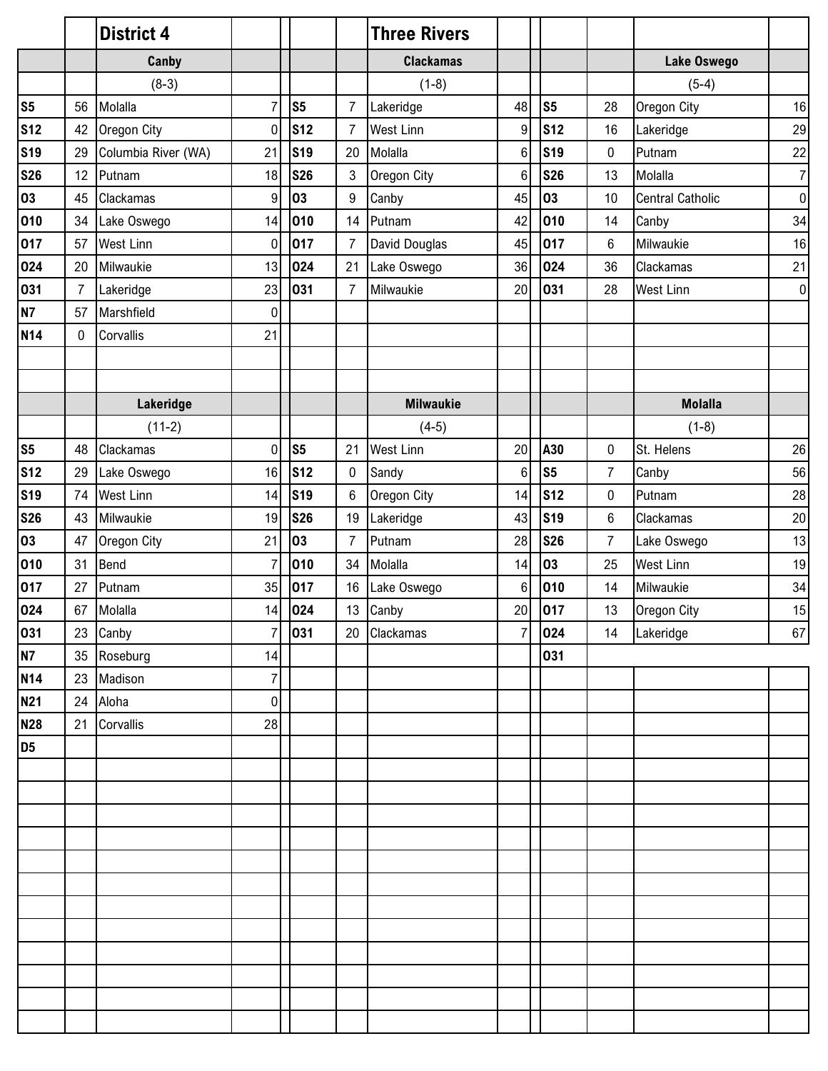## District 4 — Three Rivers

### Canby (8-3)

| Date | Score | Opponent | Opp |
|---|---|---|---|
| S5 | 56 | Molalla | 7 |
| S12 | 42 | Oregon City | 0 |
| S19 | 29 | Columbia River (WA) | 21 |
| S26 | 12 | Putnam | 18 |
| O3 | 45 | Clackamas | 9 |
| O10 | 34 | Lake Oswego | 14 |
| O17 | 57 | West Linn | 0 |
| O24 | 20 | Milwaukie | 13 |
| O31 | 7 | Lakeridge | 23 |
| N7 | 57 | Marshfield | 0 |
| N14 | 0 | Corvallis | 21 |

### Clackamas (1-8)

| Date | Score | Opponent | Opp |
|---|---|---|---|
| S5 | 7 | Lakeridge | 48 |
| S12 | 7 | West Linn | 9 |
| S19 | 20 | Molalla | 6 |
| S26 | 3 | Oregon City | 6 |
| O3 | 9 | Canby | 45 |
| O10 | 14 | Putnam | 42 |
| O17 | 7 | David Douglas | 45 |
| O24 | 21 | Lake Oswego | 36 |
| O31 | 7 | Milwaukie | 20 |

### Lake Oswego (5-4)

| Date | Score | Opponent | Opp |
|---|---|---|---|
| S5 | 28 | Oregon City | 16 |
| S12 | 16 | Lakeridge | 29 |
| S19 | 0 | Putnam | 22 |
| S26 | 13 | Molalla | 7 |
| O3 | 10 | Central Catholic | 0 |
| O10 | 14 | Canby | 34 |
| O17 | 6 | Milwaukie | 16 |
| O24 | 36 | Clackamas | 21 |
| O31 | 28 | West Linn | 0 |

### Lakeridge (11-2)

| Date | Score | Opponent | Opp |
|---|---|---|---|
| S5 | 48 | Clackamas | 0 |
| S12 | 29 | Lake Oswego | 16 |
| S19 | 74 | West Linn | 14 |
| S26 | 43 | Milwaukie | 19 |
| O3 | 47 | Oregon City | 21 |
| O10 | 31 | Bend | 7 |
| O17 | 27 | Putnam | 35 |
| O24 | 67 | Molalla | 14 |
| O31 | 23 | Canby | 7 |
| N7 | 35 | Roseburg | 14 |
| N14 | 23 | Madison | 7 |
| N21 | 24 | Aloha | 0 |
| N28 | 21 | Corvallis | 28 |
| D5 | | | |

### Milwaukie (4-5)

| Date | Score | Opponent | Opp |
|---|---|---|---|
| S5 | 21 | West Linn | 20 |
| S12 | 0 | Sandy | 6 |
| S19 | 6 | Oregon City | 14 |
| S26 | 19 | Lakeridge | 43 |
| O3 | 7 | Putnam | 28 |
| O10 | 34 | Molalla | 14 |
| O17 | 16 | Lake Oswego | 6 |
| O24 | 13 | Canby | 20 |
| O31 | 20 | Clackamas | 7 |

### Molalla (1-8)

| Date | Score | Opponent | Opp |
|---|---|---|---|
| A30 | 0 | St. Helens | 26 |
| S5 | 7 | Canby | 56 |
| S12 | 0 | Putnam | 28 |
| S19 | 6 | Clackamas | 20 |
| S26 | 7 | Lake Oswego | 13 |
| O3 | 25 | West Linn | 19 |
| O10 | 14 | Milwaukie | 34 |
| O17 | 13 | Oregon City | 15 |
| O24 | 14 | Lakeridge | 67 |
| O31 | | | |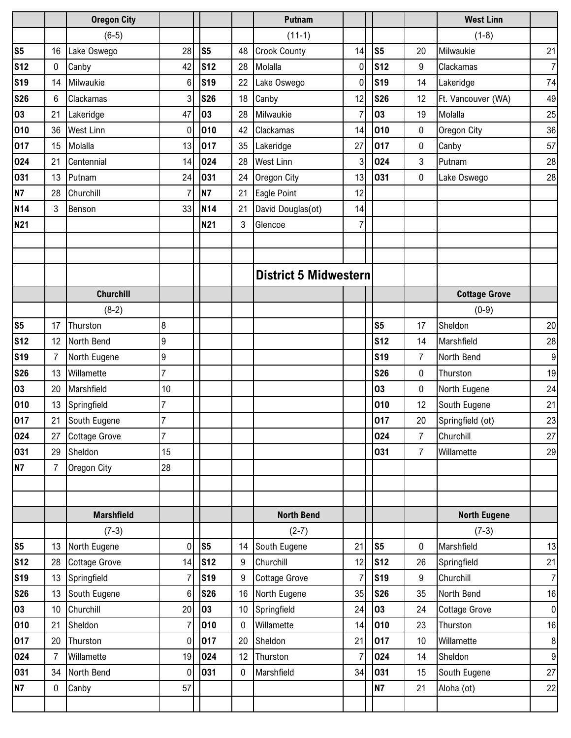## District 5 Midwestern

### Oregon City (6-5)

| Date | OC | Opponent | Opp |
|---|---|---|---|
| S5 | 16 | Lake Oswego | 28 |
| S12 | 0 | Canby | 42 |
| S19 | 14 | Milwaukie | 6 |
| S26 | 6 | Clackamas | 3 |
| O3 | 21 | Lakeridge | 47 |
| O10 | 36 | West Linn | 0 |
| O17 | 15 | Molalla | 13 |
| O24 | 21 | Centennial | 14 |
| O31 | 13 | Putnam | 24 |
| N7 | 28 | Churchill | 7 |
| N14 | 3 | Benson | 33 |
| N21 | | | |

### Putnam (11-1)

| Date | Putnam | Opponent | Opp |
|---|---|---|---|
| S5 | 48 | Crook County | 14 |
| S12 | 28 | Molalla | 0 |
| S19 | 22 | Lake Oswego | 0 |
| S26 | 18 | Canby | 12 |
| O3 | 28 | Milwaukie | 7 |
| O10 | 42 | Clackamas | 14 |
| O17 | 35 | Lakeridge | 27 |
| O24 | 28 | West Linn | 3 |
| O31 | 24 | Oregon City | 13 |
| N7 | 21 | Eagle Point | 12 |
| N14 | 21 | David Douglas(ot) | 14 |
| N21 | 3 | Glencoe | 7 |

### West Linn (1-8)

| Date | WL | Opponent | Opp |
|---|---|---|---|
| S5 | 20 | Milwaukie | 21 |
| S12 | 9 | Clackamas | 7 |
| S19 | 14 | Lakeridge | 74 |
| S26 | 12 | Ft. Vancouver (WA) | 49 |
| O3 | 19 | Molalla | 25 |
| O10 | 0 | Oregon City | 36 |
| O17 | 0 | Canby | 57 |
| O24 | 3 | Putnam | 28 |
| O31 | 0 | Lake Oswego | 28 |

### Churchill (8-2)

| Date | Churchill | Opponent | Opp |
|---|---|---|---|
| S5 | 17 | Thurston | 8 |
| S12 | 12 | North Bend | 9 |
| S19 | 7 | North Eugene | 9 |
| S26 | 13 | Willamette | 7 |
| O3 | 20 | Marshfield | 10 |
| O10 | 13 | Springfield | 7 |
| O17 | 21 | South Eugene | 7 |
| O24 | 27 | Cottage Grove | 7 |
| O31 | 29 | Sheldon | 15 |
| N7 | 7 | Oregon City | 28 |

### Cottage Grove (0-9)

| Date | CG | Opponent | Opp |
|---|---|---|---|
| S5 | 17 | Sheldon | 20 |
| S12 | 14 | Marshfield | 28 |
| S19 | 7 | North Bend | 9 |
| S26 | 0 | Thurston | 19 |
| O3 | 0 | North Eugene | 24 |
| O10 | 12 | South Eugene | 21 |
| O17 | 20 | Springfield (ot) | 23 |
| O24 | 7 | Churchill | 27 |
| O31 | 7 | Willamette | 29 |

### Marshfield (7-3)

| Date | Marshfield | Opponent | Opp |
|---|---|---|---|
| S5 | 13 | North Eugene | 0 |
| S12 | 28 | Cottage Grove | 14 |
| S19 | 13 | Springfield | 7 |
| S26 | 13 | South Eugene | 6 |
| O3 | 10 | Churchill | 20 |
| O10 | 21 | Sheldon | 7 |
| O17 | 20 | Thurston | 0 |
| O24 | 7 | Willamette | 19 |
| O31 | 34 | North Bend | 0 |
| N7 | 0 | Canby | 57 |

### North Bend (2-7)

| Date | NB | Opponent | Opp |
|---|---|---|---|
| S5 | 14 | South Eugene | 21 |
| S12 | 9 | Churchill | 12 |
| S19 | 9 | Cottage Grove | 7 |
| S26 | 16 | North Eugene | 35 |
| O3 | 10 | Springfield | 24 |
| O10 | 0 | Willamette | 14 |
| O17 | 20 | Sheldon | 21 |
| O24 | 12 | Thurston | 7 |
| O31 | 0 | Marshfield | 34 |

### North Eugene (7-3)

| Date | NE | Opponent | Opp |
|---|---|---|---|
| S5 | 0 | Marshfield | 13 |
| S12 | 26 | Springfield | 21 |
| S19 | 9 | Churchill | 7 |
| S26 | 35 | North Bend | 16 |
| O3 | 24 | Cottage Grove | 0 |
| O10 | 23 | Thurston | 16 |
| O17 | 10 | Willamette | 8 |
| O24 | 14 | Sheldon | 9 |
| O31 | 15 | South Eugene | 27 |
| N7 | 21 | Aloha (ot) | 22 |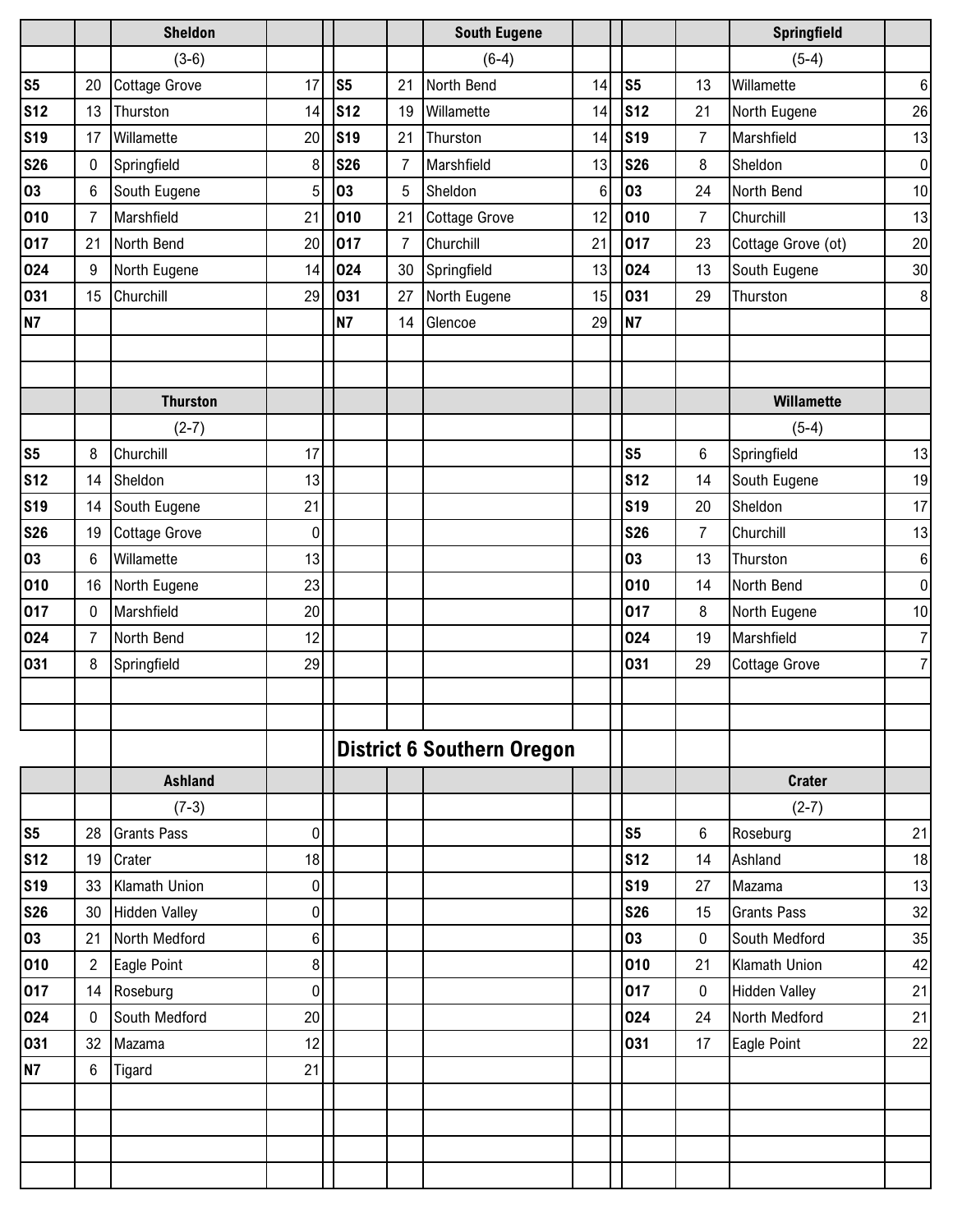### Sheldon

(3-6)

| Date | Score | Opponent | Score |
|---|---|---|---|
| S5 | 20 | Cottage Grove | 17 |
| S12 | 13 | Thurston | 14 |
| S19 | 17 | Willamette | 20 |
| S26 | 0 | Springfield | 8 |
| O3 | 6 | South Eugene | 5 |
| O10 | 7 | Marshfield | 21 |
| O17 | 21 | North Bend | 20 |
| O24 | 9 | North Eugene | 14 |
| O31 | 15 | Churchill | 29 |
| N7 | | | |

### South Eugene

(6-4)

| Date | Score | Opponent | Score |
|---|---|---|---|
| S5 | 21 | North Bend | 14 |
| S12 | 19 | Willamette | 14 |
| S19 | 21 | Thurston | 14 |
| S26 | 7 | Marshfield | 13 |
| O3 | 5 | Sheldon | 6 |
| O10 | 21 | Cottage Grove | 12 |
| O17 | 7 | Churchill | 21 |
| O24 | 30 | Springfield | 13 |
| O31 | 27 | North Eugene | 15 |
| N7 | 14 | Glencoe | 29 |

### Springfield

(5-4)

| Date | Score | Opponent | Score |
|---|---|---|---|
| S5 | 13 | Willamette | 6 |
| S12 | 21 | North Eugene | 26 |
| S19 | 7 | Marshfield | 13 |
| S26 | 8 | Sheldon | 0 |
| O3 | 24 | North Bend | 10 |
| O10 | 7 | Churchill | 13 |
| O17 | 23 | Cottage Grove (ot) | 20 |
| O24 | 13 | South Eugene | 30 |
| O31 | 29 | Thurston | 8 |
| N7 | | | |

### Thurston

(2-7)

| Date | Score | Opponent | Score |
|---|---|---|---|
| S5 | 8 | Churchill | 17 |
| S12 | 14 | Sheldon | 13 |
| S19 | 14 | South Eugene | 21 |
| S26 | 19 | Cottage Grove | 0 |
| O3 | 6 | Willamette | 13 |
| O10 | 16 | North Eugene | 23 |
| O17 | 0 | Marshfield | 20 |
| O24 | 7 | North Bend | 12 |
| O31 | 8 | Springfield | 29 |

### Willamette

(5-4)

| Date | Score | Opponent | Score |
|---|---|---|---|
| S5 | 6 | Springfield | 13 |
| S12 | 14 | South Eugene | 19 |
| S19 | 20 | Sheldon | 17 |
| S26 | 7 | Churchill | 13 |
| O3 | 13 | Thurston | 6 |
| O10 | 14 | North Bend | 0 |
| O17 | 8 | North Eugene | 10 |
| O24 | 19 | Marshfield | 7 |
| O31 | 29 | Cottage Grove | 7 |

## District 6 Southern Oregon

### Ashland

(7-3)

| Date | Score | Opponent | Score |
|---|---|---|---|
| S5 | 28 | Grants Pass | 0 |
| S12 | 19 | Crater | 18 |
| S19 | 33 | Klamath Union | 0 |
| S26 | 30 | Hidden Valley | 0 |
| O3 | 21 | North Medford | 6 |
| O10 | 2 | Eagle Point | 8 |
| O17 | 14 | Roseburg | 0 |
| O24 | 0 | South Medford | 20 |
| O31 | 32 | Mazama | 12 |
| N7 | 6 | Tigard | 21 |

### Crater

(2-7)

| Date | Score | Opponent | Score |
|---|---|---|---|
| S5 | 6 | Roseburg | 21 |
| S12 | 14 | Ashland | 18 |
| S19 | 27 | Mazama | 13 |
| S26 | 15 | Grants Pass | 32 |
| O3 | 0 | South Medford | 35 |
| O10 | 21 | Klamath Union | 42 |
| O17 | 0 | Hidden Valley | 21 |
| O24 | 24 | North Medford | 21 |
| O31 | 17 | Eagle Point | 22 |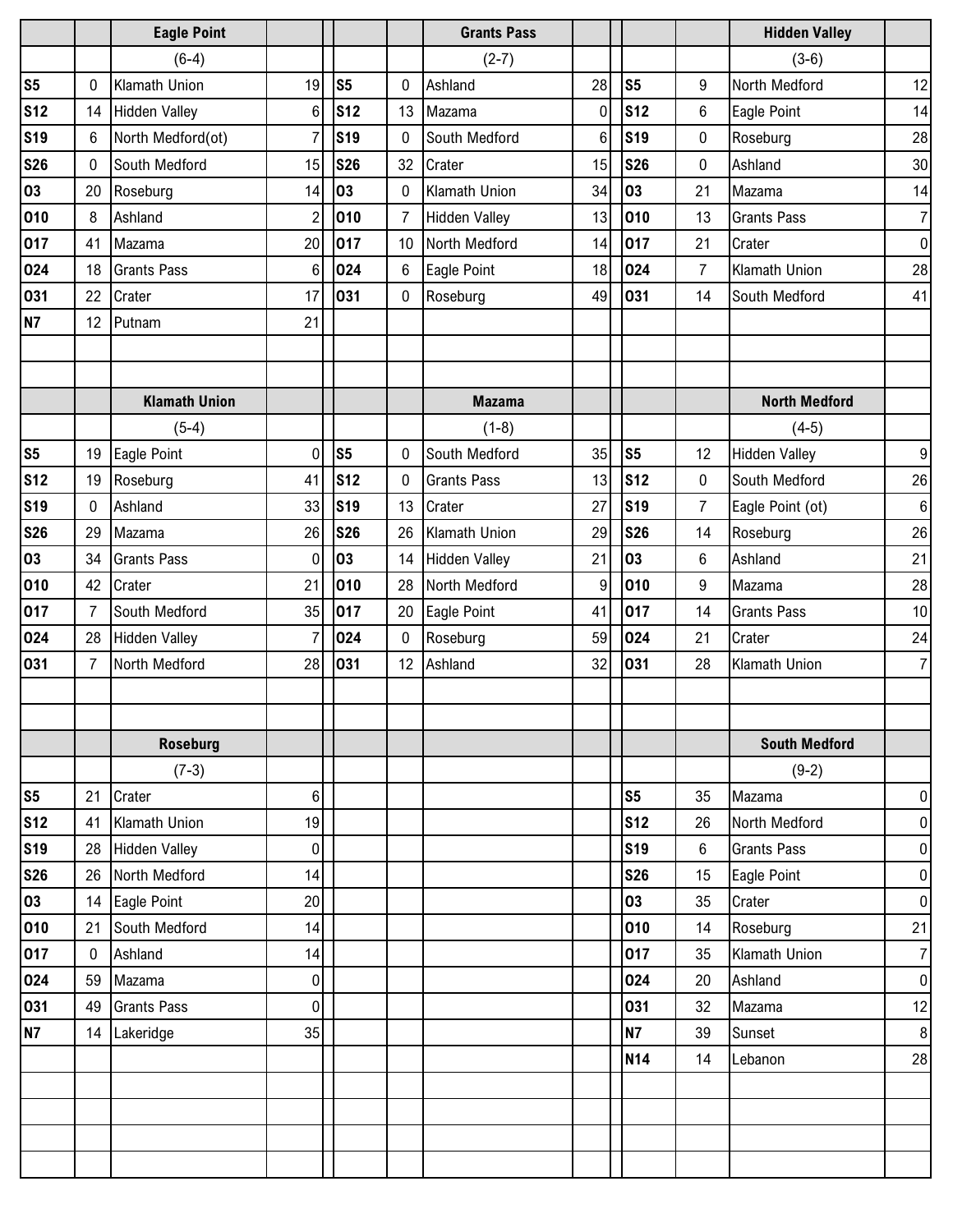## Eagle Point

(6-4)

| Date | Score | Opponent | Opp |
|---|---|---|---|
| S5 | 0 | Klamath Union | 19 |
| S12 | 14 | Hidden Valley | 6 |
| S19 | 6 | North Medford(ot) | 7 |
| S26 | 0 | South Medford | 15 |
| O3 | 20 | Roseburg | 14 |
| O10 | 8 | Ashland | 2 |
| O17 | 41 | Mazama | 20 |
| O24 | 18 | Grants Pass | 6 |
| O31 | 22 | Crater | 17 |
| N7 | 12 | Putnam | 21 |

## Grants Pass

(2-7)

| Date | Score | Opponent | Opp |
|---|---|---|---|
| S5 | 0 | Ashland | 28 |
| S12 | 13 | Mazama | 0 |
| S19 | 0 | South Medford | 6 |
| S26 | 32 | Crater | 15 |
| O3 | 0 | Klamath Union | 34 |
| O10 | 7 | Hidden Valley | 13 |
| O17 | 10 | North Medford | 14 |
| O24 | 6 | Eagle Point | 18 |
| O31 | 0 | Roseburg | 49 |

## Hidden Valley

(3-6)

| Date | Score | Opponent | Opp |
|---|---|---|---|
| S5 | 9 | North Medford | 12 |
| S12 | 6 | Eagle Point | 14 |
| S19 | 0 | Roseburg | 28 |
| S26 | 0 | Ashland | 30 |
| O3 | 21 | Mazama | 14 |
| O10 | 13 | Grants Pass | 7 |
| O17 | 21 | Crater | 0 |
| O24 | 7 | Klamath Union | 28 |
| O31 | 14 | South Medford | 41 |

## Klamath Union

(5-4)

| Date | Score | Opponent | Opp |
|---|---|---|---|
| S5 | 19 | Eagle Point | 0 |
| S12 | 19 | Roseburg | 41 |
| S19 | 0 | Ashland | 33 |
| S26 | 29 | Mazama | 26 |
| O3 | 34 | Grants Pass | 0 |
| O10 | 42 | Crater | 21 |
| O17 | 7 | South Medford | 35 |
| O24 | 28 | Hidden Valley | 7 |
| O31 | 7 | North Medford | 28 |

## Mazama

(1-8)

| Date | Score | Opponent | Opp |
|---|---|---|---|
| S5 | 0 | South Medford | 35 |
| S12 | 0 | Grants Pass | 13 |
| S19 | 13 | Crater | 27 |
| S26 | 26 | Klamath Union | 29 |
| O3 | 14 | Hidden Valley | 21 |
| O10 | 28 | North Medford | 9 |
| O17 | 20 | Eagle Point | 41 |
| O24 | 0 | Roseburg | 59 |
| O31 | 12 | Ashland | 32 |

## North Medford

(4-5)

| Date | Score | Opponent | Opp |
|---|---|---|---|
| S5 | 12 | Hidden Valley | 9 |
| S12 | 0 | South Medford | 26 |
| S19 | 7 | Eagle Point (ot) | 6 |
| S26 | 14 | Roseburg | 26 |
| O3 | 6 | Ashland | 21 |
| O10 | 9 | Mazama | 28 |
| O17 | 14 | Grants Pass | 10 |
| O24 | 21 | Crater | 24 |
| O31 | 28 | Klamath Union | 7 |

## Roseburg

(7-3)

| Date | Score | Opponent | Opp |
|---|---|---|---|
| S5 | 21 | Crater | 6 |
| S12 | 41 | Klamath Union | 19 |
| S19 | 28 | Hidden Valley | 0 |
| S26 | 26 | North Medford | 14 |
| O3 | 14 | Eagle Point | 20 |
| O10 | 21 | South Medford | 14 |
| O17 | 0 | Ashland | 14 |
| O24 | 59 | Mazama | 0 |
| O31 | 49 | Grants Pass | 0 |
| N7 | 14 | Lakeridge | 35 |

## South Medford

(9-2)

| Date | Score | Opponent | Opp |
|---|---|---|---|
| S5 | 35 | Mazama | 0 |
| S12 | 26 | North Medford | 0 |
| S19 | 6 | Grants Pass | 0 |
| S26 | 15 | Eagle Point | 0 |
| O3 | 35 | Crater | 0 |
| O10 | 14 | Roseburg | 21 |
| O17 | 35 | Klamath Union | 7 |
| O24 | 20 | Ashland | 0 |
| O31 | 32 | Mazama | 12 |
| N7 | 39 | Sunset | 8 |
| N14 | 14 | Lebanon | 28 |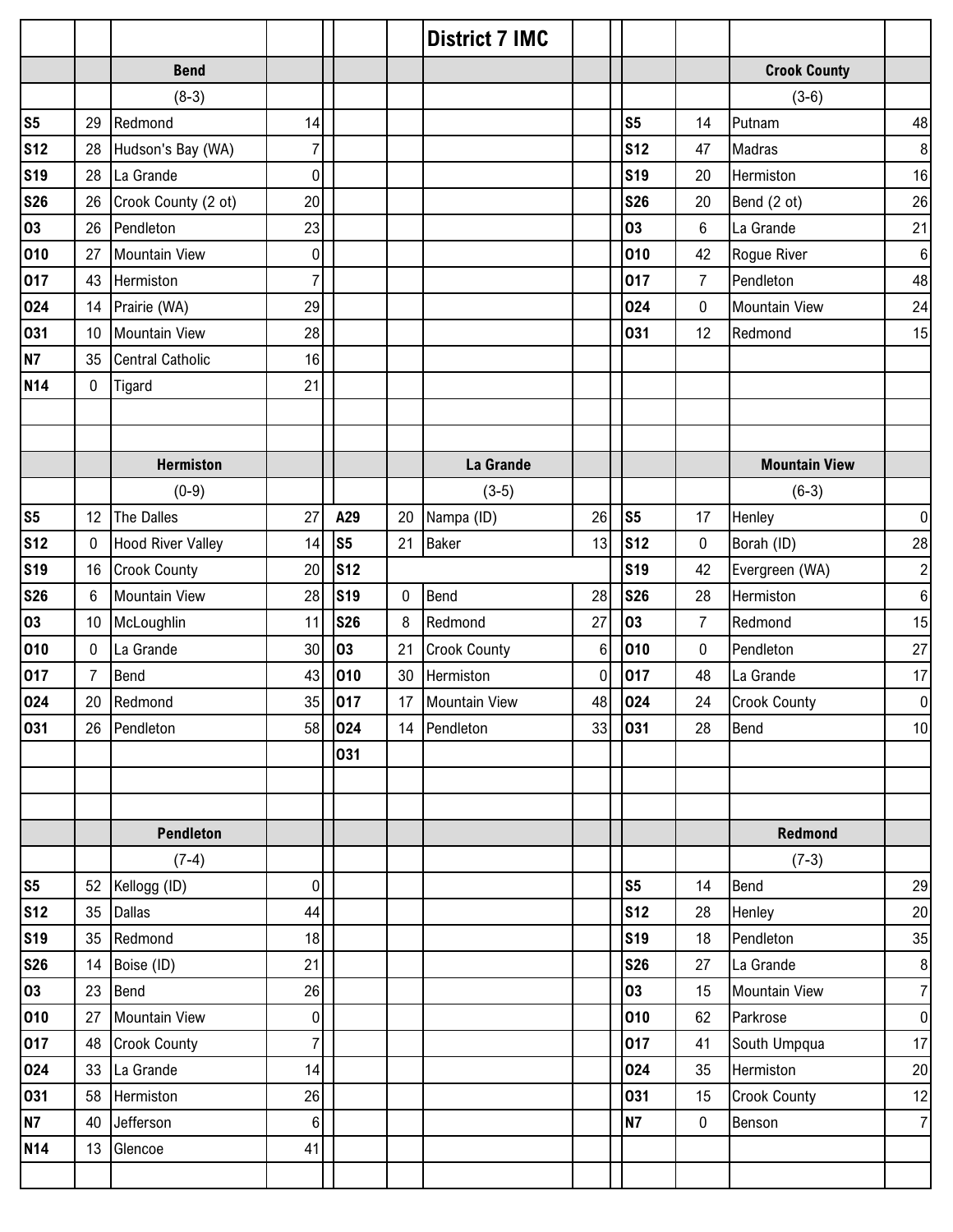# District 7 IMC

| | | Bend | | | | | | | | Crook County | |
|---|---|---|---|---|---|---|---|---|---|---|---|
| | | (8-3) | | | | | | | | (3-6) | |
| S5 | 29 | Redmond | 14 | | | | | S5 | 14 | Putnam | 48 |
| S12 | 28 | Hudson's Bay (WA) | 7 | | | | | S12 | 47 | Madras | 8 |
| S19 | 28 | La Grande | 0 | | | | | S19 | 20 | Hermiston | 16 |
| S26 | 26 | Crook County (2 ot) | 20 | | | | | S26 | 20 | Bend (2 ot) | 26 |
| O3 | 26 | Pendleton | 23 | | | | | O3 | 6 | La Grande | 21 |
| O10 | 27 | Mountain View | 0 | | | | | O10 | 42 | Rogue River | 6 |
| O17 | 43 | Hermiston | 7 | | | | | O17 | 7 | Pendleton | 48 |
| O24 | 14 | Prairie (WA) | 29 | | | | | O24 | 0 | Mountain View | 24 |
| O31 | 10 | Mountain View | 28 | | | | | O31 | 12 | Redmond | 15 |
| N7 | 35 | Central Catholic | 16 | | | | | | | | |
| N14 | 0 | Tigard | 21 | | | | | | | | |
| | | | | | | | | | | | |
| | | | | | | | | | | | |
| | | Hermiston | | | | La Grande | | | | Mountain View | |
| | | (0-9) | | | | (3-5) | | | | (6-3) | |
| S5 | 12 | The Dalles | 27 | A29 | 20 | Nampa (ID) | 26 | S5 | 17 | Henley | 0 |
| S12 | 0 | Hood River Valley | 14 | S5 | 21 | Baker | 13 | S12 | 0 | Borah (ID) | 28 |
| S19 | 16 | Crook County | 20 | S12 | | | | S19 | 42 | Evergreen (WA) | 2 |
| S26 | 6 | Mountain View | 28 | S19 | 0 | Bend | 28 | S26 | 28 | Hermiston | 6 |
| O3 | 10 | McLoughlin | 11 | S26 | 8 | Redmond | 27 | O3 | 7 | Redmond | 15 |
| O10 | 0 | La Grande | 30 | O3 | 21 | Crook County | 6 | O10 | 0 | Pendleton | 27 |
| O17 | 7 | Bend | 43 | O10 | 30 | Hermiston | 0 | O17 | 48 | La Grande | 17 |
| O24 | 20 | Redmond | 35 | O17 | 17 | Mountain View | 48 | O24 | 24 | Crook County | 0 |
| O31 | 26 | Pendleton | 58 | O24 | 14 | Pendleton | 33 | O31 | 28 | Bend | 10 |
| | | | | O31 | | | | | | | |
| | | | | | | | | | | | |
| | | | | | | | | | | | |
| | | Pendleton | | | | | | | | Redmond | |
| | | (7-4) | | | | | | | | (7-3) | |
| S5 | 52 | Kellogg (ID) | 0 | | | | | S5 | 14 | Bend | 29 |
| S12 | 35 | Dallas | 44 | | | | | S12 | 28 | Henley | 20 |
| S19 | 35 | Redmond | 18 | | | | | S19 | 18 | Pendleton | 35 |
| S26 | 14 | Boise (ID) | 21 | | | | | S26 | 27 | La Grande | 8 |
| O3 | 23 | Bend | 26 | | | | | O3 | 15 | Mountain View | 7 |
| O10 | 27 | Mountain View | 0 | | | | | O10 | 62 | Parkrose | 0 |
| O17 | 48 | Crook County | 7 | | | | | O17 | 41 | South Umpqua | 17 |
| O24 | 33 | La Grande | 14 | | | | | O24 | 35 | Hermiston | 20 |
| O31 | 58 | Hermiston | 26 | | | | | O31 | 15 | Crook County | 12 |
| N7 | 40 | Jefferson | 6 | | | | | N7 | 0 | Benson | 7 |
| N14 | 13 | Glencoe | 41 | | | | | | | | |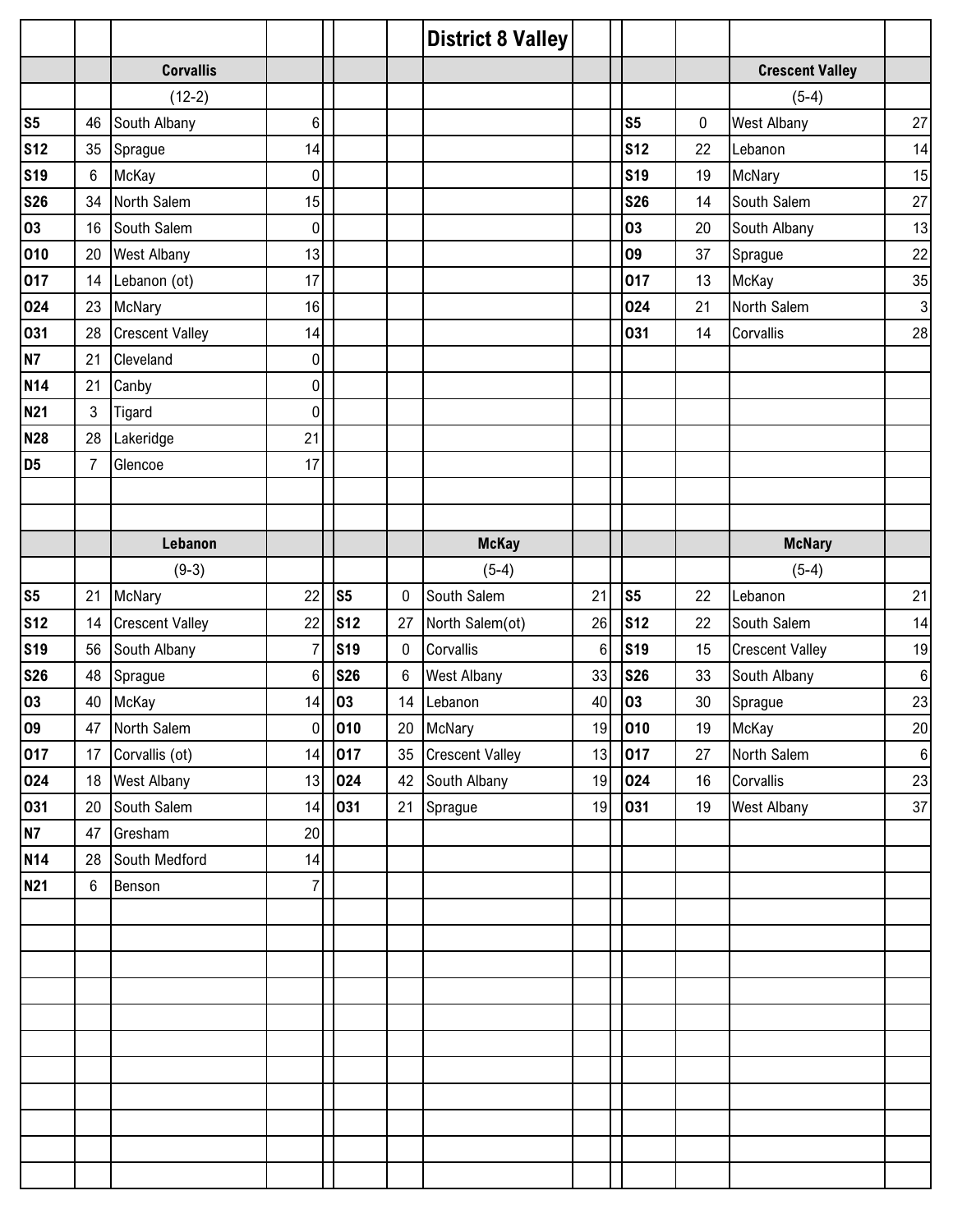# District 8 Valley

## Corvallis

(12-2)

| Date | Score | Opponent | Score |
|---|---|---|---|
| S5 | 46 | South Albany | 6 |
| S12 | 35 | Sprague | 14 |
| S19 | 6 | McKay | 0 |
| S26 | 34 | North Salem | 15 |
| O3 | 16 | South Salem | 0 |
| O10 | 20 | West Albany | 13 |
| O17 | 14 | Lebanon (ot) | 17 |
| O24 | 23 | McNary | 16 |
| O31 | 28 | Crescent Valley | 14 |
| N7 | 21 | Cleveland | 0 |
| N14 | 21 | Canby | 0 |
| N21 | 3 | Tigard | 0 |
| N28 | 28 | Lakeridge | 21 |
| D5 | 7 | Glencoe | 17 |

## Crescent Valley

(5-4)

| Date | Score | Opponent | Score |
|---|---|---|---|
| S5 | 0 | West Albany | 27 |
| S12 | 22 | Lebanon | 14 |
| S19 | 19 | McNary | 15 |
| S26 | 14 | South Salem | 27 |
| O3 | 20 | South Albany | 13 |
| O9 | 37 | Sprague | 22 |
| O17 | 13 | McKay | 35 |
| O24 | 21 | North Salem | 3 |
| O31 | 14 | Corvallis | 28 |

## Lebanon

(9-3)

| Date | Score | Opponent | Score |
|---|---|---|---|
| S5 | 21 | McNary | 22 |
| S12 | 14 | Crescent Valley | 22 |
| S19 | 56 | South Albany | 7 |
| S26 | 48 | Sprague | 6 |
| O3 | 40 | McKay | 14 |
| O9 | 47 | North Salem | 0 |
| O17 | 17 | Corvallis (ot) | 14 |
| O24 | 18 | West Albany | 13 |
| O31 | 20 | South Salem | 14 |
| N7 | 47 | Gresham | 20 |
| N14 | 28 | South Medford | 14 |
| N21 | 6 | Benson | 7 |

## McKay

(5-4)

| Date | Score | Opponent | Score |
|---|---|---|---|
| S5 | 0 | South Salem | 21 |
| S12 | 27 | North Salem(ot) | 26 |
| S19 | 0 | Corvallis | 6 |
| S26 | 6 | West Albany | 33 |
| O3 | 14 | Lebanon | 40 |
| O10 | 20 | McNary | 19 |
| O17 | 35 | Crescent Valley | 13 |
| O24 | 42 | South Albany | 19 |
| O31 | 21 | Sprague | 19 |

## McNary

(5-4)

| Date | Score | Opponent | Score |
|---|---|---|---|
| S5 | 22 | Lebanon | 21 |
| S12 | 22 | South Salem | 14 |
| S19 | 15 | Crescent Valley | 19 |
| S26 | 33 | South Albany | 6 |
| O3 | 30 | Sprague | 23 |
| O10 | 19 | McKay | 20 |
| O17 | 27 | North Salem | 6 |
| O24 | 16 | Corvallis | 23 |
| O31 | 19 | West Albany | 37 |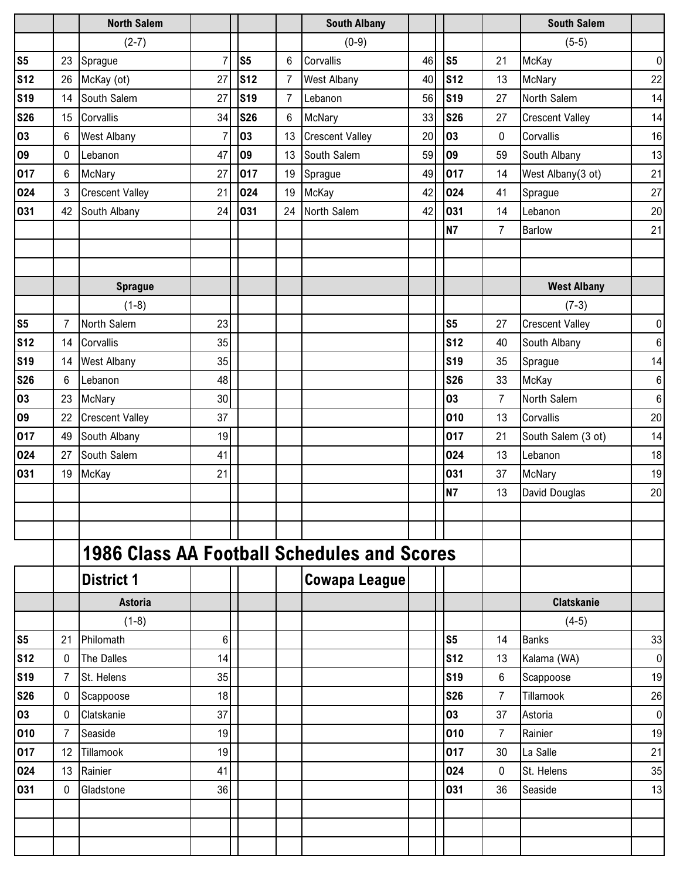### North Salem

(2-7)

| Date | Score | Opponent | Opp. Score |
|---|---|---|---|
| S5 | 23 | Sprague | 7 |
| S12 | 26 | McKay (ot) | 27 |
| S19 | 14 | South Salem | 27 |
| S26 | 15 | Corvallis | 34 |
| O3 | 6 | West Albany | 7 |
| O9 | 0 | Lebanon | 47 |
| O17 | 6 | McNary | 27 |
| O24 | 3 | Crescent Valley | 21 |
| O31 | 42 | South Albany | 24 |

### South Albany

(0-9)

| Date | Score | Opponent | Opp. Score |
|---|---|---|---|
| S5 | 6 | Corvallis | 46 |
| S12 | 7 | West Albany | 40 |
| S19 | 7 | Lebanon | 56 |
| S26 | 6 | McNary | 33 |
| O3 | 13 | Crescent Valley | 20 |
| O9 | 13 | South Salem | 59 |
| O17 | 19 | Sprague | 49 |
| O24 | 19 | McKay | 42 |
| O31 | 24 | North Salem | 42 |

### South Salem

(5-5)

| Date | Score | Opponent | Opp. Score |
|---|---|---|---|
| S5 | 21 | McKay | 0 |
| S12 | 13 | McNary | 22 |
| S19 | 27 | North Salem | 14 |
| S26 | 27 | Crescent Valley | 14 |
| O3 | 0 | Corvallis | 16 |
| O9 | 59 | South Albany | 13 |
| O17 | 14 | West Albany(3 ot) | 21 |
| O24 | 41 | Sprague | 27 |
| O31 | 14 | Lebanon | 20 |
| N7 | 7 | Barlow | 21 |

### Sprague

(1-8)

| Date | Score | Opponent | Opp. Score |
|---|---|---|---|
| S5 | 7 | North Salem | 23 |
| S12 | 14 | Corvallis | 35 |
| S19 | 14 | West Albany | 35 |
| S26 | 6 | Lebanon | 48 |
| O3 | 23 | McNary | 30 |
| O9 | 22 | Crescent Valley | 37 |
| O17 | 49 | South Albany | 19 |
| O24 | 27 | South Salem | 41 |
| O31 | 19 | McKay | 21 |

### West Albany

(7-3)

| Date | Score | Opponent | Opp. Score |
|---|---|---|---|
| S5 | 27 | Crescent Valley | 0 |
| S12 | 40 | South Albany | 6 |
| S19 | 35 | Sprague | 14 |
| S26 | 33 | McKay | 6 |
| O3 | 7 | North Salem | 6 |
| O10 | 13 | Corvallis | 20 |
| O17 | 21 | South Salem (3 ot) | 14 |
| O24 | 13 | Lebanon | 18 |
| O31 | 37 | McNary | 19 |
| N7 | 13 | David Douglas | 20 |

# 1986 Class AA Football Schedules and Scores

## District 1 — Cowapa League

### Astoria

(1-8)

| Date | Score | Opponent | Opp. Score |
|---|---|---|---|
| S5 | 21 | Philomath | 6 |
| S12 | 0 | The Dalles | 14 |
| S19 | 7 | St. Helens | 35 |
| S26 | 0 | Scappoose | 18 |
| O3 | 0 | Clatskanie | 37 |
| O10 | 7 | Seaside | 19 |
| O17 | 12 | Tillamook | 19 |
| O24 | 13 | Rainier | 41 |
| O31 | 0 | Gladstone | 36 |

### Clatskanie

(4-5)

| Date | Score | Opponent | Opp. Score |
|---|---|---|---|
| S5 | 14 | Banks | 33 |
| S12 | 13 | Kalama (WA) | 0 |
| S19 | 6 | Scappoose | 19 |
| S26 | 7 | Tillamook | 26 |
| O3 | 37 | Astoria | 0 |
| O10 | 7 | Rainier | 19 |
| O17 | 30 | La Salle | 21 |
| O24 | 0 | St. Helens | 35 |
| O31 | 36 | Seaside | 13 |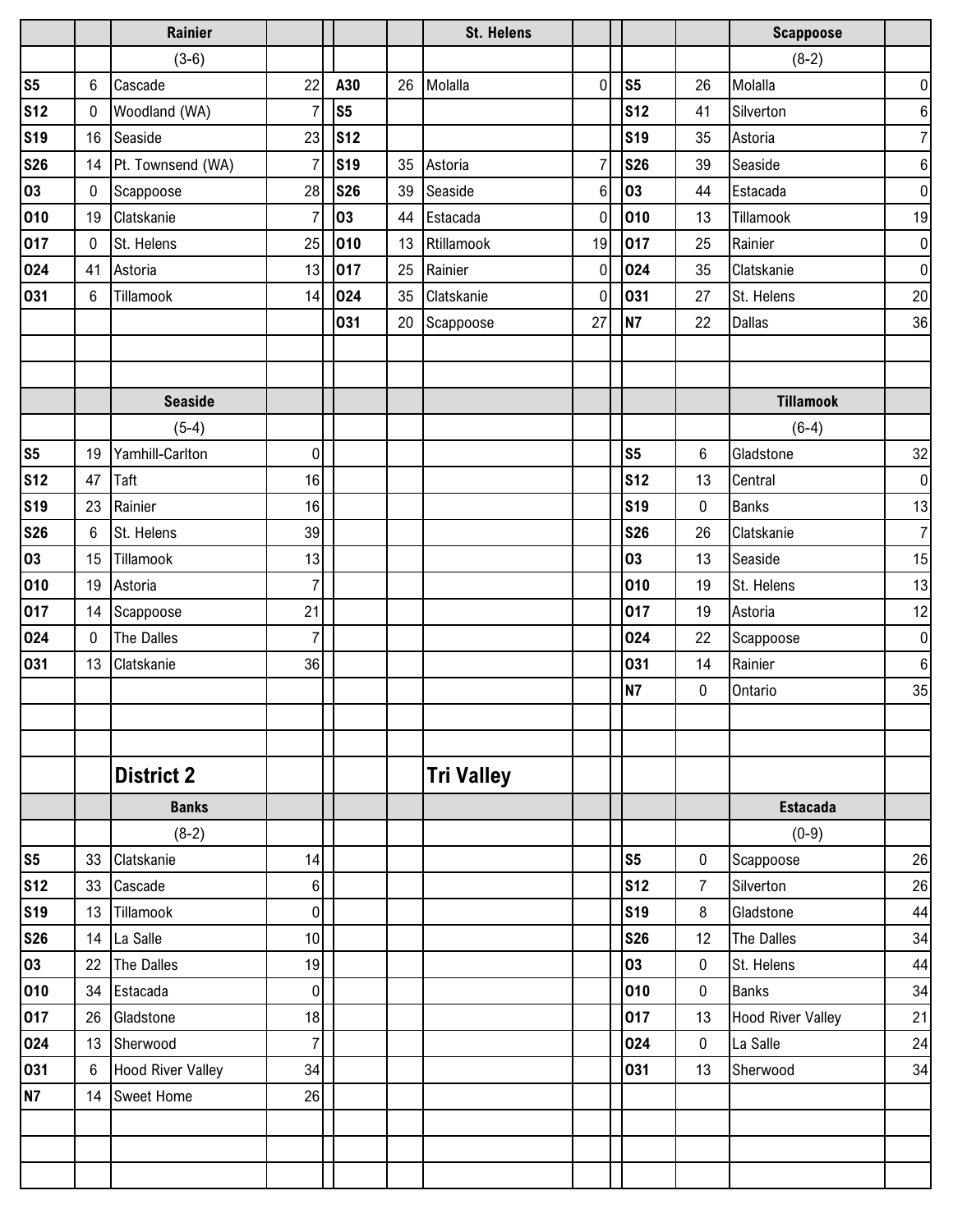| | | Rainier | | | | St. Helens | | | | Scappoose | |
|---|---|---|---|---|---|---|---|---|---|---|---|
| | | (3-6) | | | | | | | | (8-2) | |
| S5 | 6 | Cascade | 22 | A30 | 26 | Molalla | 0 | S5 | 26 | Molalla | 0 |
| S12 | 0 | Woodland (WA) | 7 | S5 | | | | S12 | 41 | Silverton | 6 |
| S19 | 16 | Seaside | 23 | S12 | | | | S19 | 35 | Astoria | 7 |
| S26 | 14 | Pt. Townsend (WA) | 7 | S19 | 35 | Astoria | 7 | S26 | 39 | Seaside | 6 |
| O3 | 0 | Scappoose | 28 | S26 | 39 | Seaside | 6 | O3 | 44 | Estacada | 0 |
| O10 | 19 | Clatskanie | 7 | O3 | 44 | Estacada | 0 | O10 | 13 | Tillamook | 19 |
| O17 | 0 | St. Helens | 25 | O10 | 13 | Rtillamook | 19 | O17 | 25 | Rainier | 0 |
| O24 | 41 | Astoria | 13 | O17 | 25 | Rainier | 0 | O24 | 35 | Clatskanie | 0 |
| O31 | 6 | Tillamook | 14 | O24 | 35 | Clatskanie | 0 | O31 | 27 | St. Helens | 20 |
| | | | | O31 | 20 | Scappoose | 27 | N7 | 22 | Dallas | 36 |

| | | Seaside | | | | | | | | Tillamook | |
|---|---|---|---|---|---|---|---|---|---|---|---|
| | | (5-4) | | | | | | | | (6-4) | |
| S5 | 19 | Yamhill-Carlton | 0 | | | | | S5 | 6 | Gladstone | 32 |
| S12 | 47 | Taft | 16 | | | | | S12 | 13 | Central | 0 |
| S19 | 23 | Rainier | 16 | | | | | S19 | 0 | Banks | 13 |
| S26 | 6 | St. Helens | 39 | | | | | S26 | 26 | Clatskanie | 7 |
| O3 | 15 | Tillamook | 13 | | | | | O3 | 13 | Seaside | 15 |
| O10 | 19 | Astoria | 7 | | | | | O10 | 19 | St. Helens | 13 |
| O17 | 14 | Scappoose | 21 | | | | | O17 | 19 | Astoria | 12 |
| O24 | 0 | The Dalles | 7 | | | | | O24 | 22 | Scappoose | 0 |
| O31 | 13 | Clatskanie | 36 | | | | | O31 | 14 | Rainier | 6 |
| | | | | | | | | N7 | 0 | Ontario | 35 |

## District 2

## Tri Valley

| | | Banks | | | | | | | | Estacada | |
|---|---|---|---|---|---|---|---|---|---|---|---|
| | | (8-2) | | | | | | | | (0-9) | |
| S5 | 33 | Clatskanie | 14 | | | | | S5 | 0 | Scappoose | 26 |
| S12 | 33 | Cascade | 6 | | | | | S12 | 7 | Silverton | 26 |
| S19 | 13 | Tillamook | 0 | | | | | S19 | 8 | Gladstone | 44 |
| S26 | 14 | La Salle | 10 | | | | | S26 | 12 | The Dalles | 34 |
| O3 | 22 | The Dalles | 19 | | | | | O3 | 0 | St. Helens | 44 |
| O10 | 34 | Estacada | 0 | | | | | O10 | 0 | Banks | 34 |
| O17 | 26 | Gladstone | 18 | | | | | O17 | 13 | Hood River Valley | 21 |
| O24 | 13 | Sherwood | 7 | | | | | O24 | 0 | La Salle | 24 |
| O31 | 6 | Hood River Valley | 34 | | | | | O31 | 13 | Sherwood | 34 |
| N7 | 14 | Sweet Home | 26 | | | | | | | | |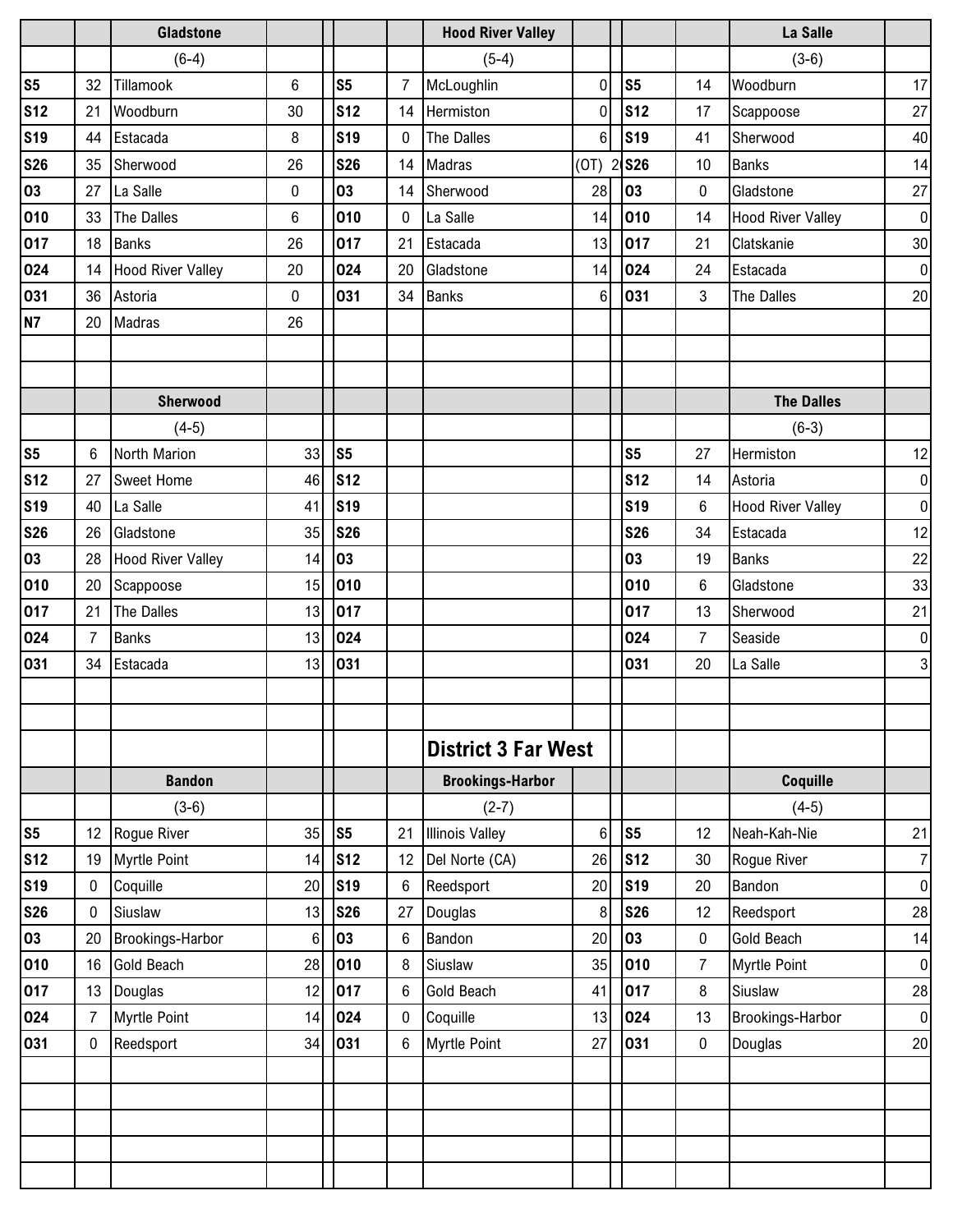| | | Gladstone | | | | Hood River Valley | | | | La Salle | |
|---|---|---|---|---|---|---|---|---|---|---|---|
| | | (6-4) | | | | (5-4) | | | | (3-6) | |
| S5 | 32 | Tillamook | 6 | S5 | 7 | McLoughlin | 0 | S5 | 14 | Woodburn | 17 |
| S12 | 21 | Woodburn | 30 | S12 | 14 | Hermiston | 0 | S12 | 17 | Scappoose | 27 |
| S19 | 44 | Estacada | 8 | S19 | 0 | The Dalles | 6 | S19 | 41 | Sherwood | 40 |
| S26 | 35 | Sherwood | 26 | S26 | 14 | Madras | (OT) 2 | S26 | 10 | Banks | 14 |
| O3 | 27 | La Salle | 0 | O3 | 14 | Sherwood | 28 | O3 | 0 | Gladstone | 27 |
| O10 | 33 | The Dalles | 6 | O10 | 0 | La Salle | 14 | O10 | 14 | Hood River Valley | 0 |
| O17 | 18 | Banks | 26 | O17 | 21 | Estacada | 13 | O17 | 21 | Clatskanie | 30 |
| O24 | 14 | Hood River Valley | 20 | O24 | 20 | Gladstone | 14 | O24 | 24 | Estacada | 0 |
| O31 | 36 | Astoria | 0 | O31 | 34 | Banks | 6 | O31 | 3 | The Dalles | 20 |
| N7 | 20 | Madras | 26 | | | | | | | | |

| | | Sherwood | | | | | | | | The Dalles | |
|---|---|---|---|---|---|---|---|---|---|---|---|
| | | (4-5) | | | | | | | | (6-3) | |
| S5 | 6 | North Marion | 33 | S5 | | | | S5 | 27 | Hermiston | 12 |
| S12 | 27 | Sweet Home | 46 | S12 | | | | S12 | 14 | Astoria | 0 |
| S19 | 40 | La Salle | 41 | S19 | | | | S19 | 6 | Hood River Valley | 0 |
| S26 | 26 | Gladstone | 35 | S26 | | | | S26 | 34 | Estacada | 12 |
| O3 | 28 | Hood River Valley | 14 | O3 | | | | O3 | 19 | Banks | 22 |
| O10 | 20 | Scappoose | 15 | O10 | | | | O10 | 6 | Gladstone | 33 |
| O17 | 21 | The Dalles | 13 | O17 | | | | O17 | 13 | Sherwood | 21 |
| O24 | 7 | Banks | 13 | O24 | | | | O24 | 7 | Seaside | 0 |
| O31 | 34 | Estacada | 13 | O31 | | | | O31 | 20 | La Salle | 3 |

## District 3 Far West

| | | Bandon | | | | Brookings-Harbor | | | | Coquille | |
|---|---|---|---|---|---|---|---|---|---|---|---|
| | | (3-6) | | | | (2-7) | | | | (4-5) | |
| S5 | 12 | Rogue River | 35 | S5 | 21 | Illinois Valley | 6 | S5 | 12 | Neah-Kah-Nie | 21 |
| S12 | 19 | Myrtle Point | 14 | S12 | 12 | Del Norte (CA) | 26 | S12 | 30 | Rogue River | 7 |
| S19 | 0 | Coquille | 20 | S19 | 6 | Reedsport | 20 | S19 | 20 | Bandon | 0 |
| S26 | 0 | Siuslaw | 13 | S26 | 27 | Douglas | 8 | S26 | 12 | Reedsport | 28 |
| O3 | 20 | Brookings-Harbor | 6 | O3 | 6 | Bandon | 20 | O3 | 0 | Gold Beach | 14 |
| O10 | 16 | Gold Beach | 28 | O10 | 8 | Siuslaw | 35 | O10 | 7 | Myrtle Point | 0 |
| O17 | 13 | Douglas | 12 | O17 | 6 | Gold Beach | 41 | O17 | 8 | Siuslaw | 28 |
| O24 | 7 | Myrtle Point | 14 | O24 | 0 | Coquille | 13 | O24 | 13 | Brookings-Harbor | 0 |
| O31 | 0 | Reedsport | 34 | O31 | 6 | Myrtle Point | 27 | O31 | 0 | Douglas | 20 |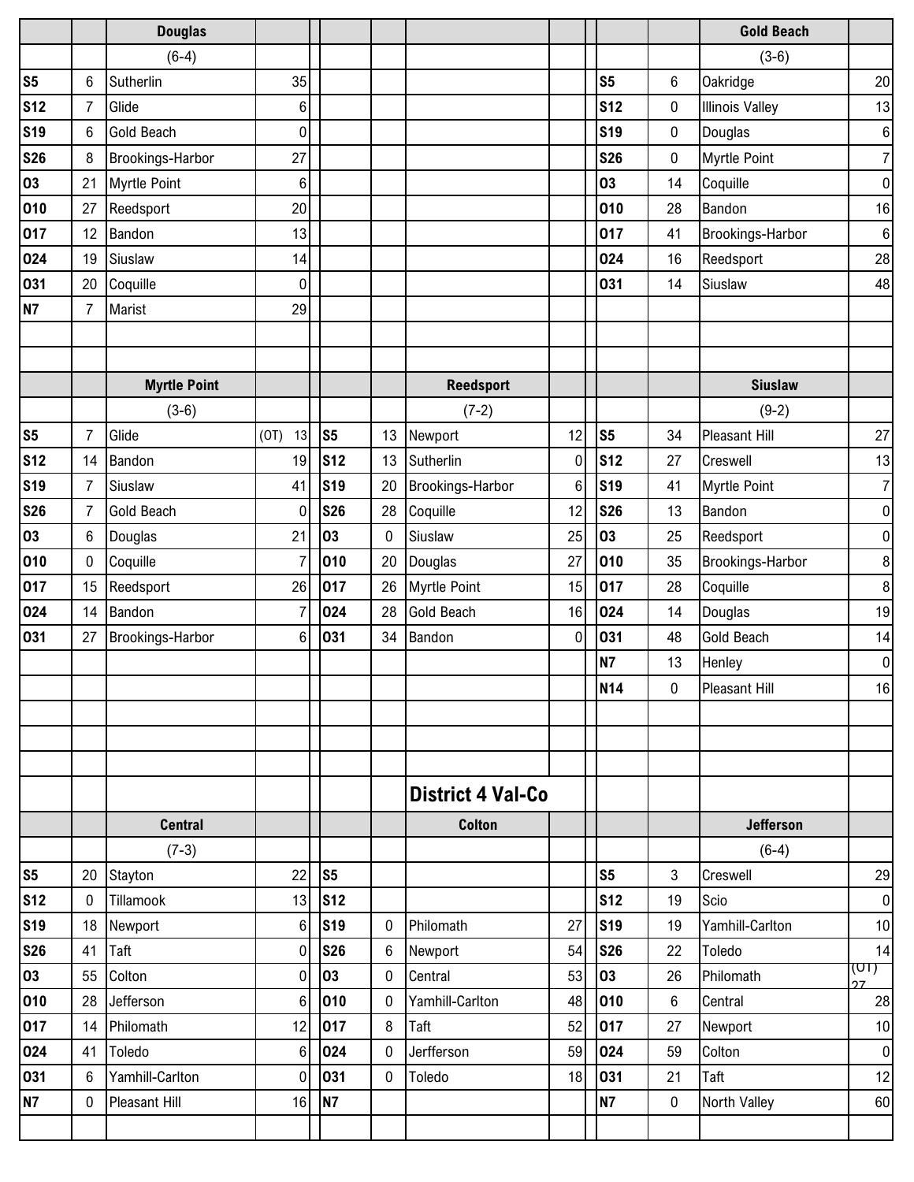### Douglas (6-4)

| | | Douglas | |
|---|---|---|---|
| S5 | 6 | Sutherlin | 35 |
| S12 | 7 | Glide | 6 |
| S19 | 6 | Gold Beach | 0 |
| S26 | 8 | Brookings-Harbor | 27 |
| O3 | 21 | Myrtle Point | 6 |
| O10 | 27 | Reedsport | 20 |
| O17 | 12 | Bandon | 13 |
| O24 | 19 | Siuslaw | 14 |
| O31 | 20 | Coquille | 0 |
| N7 | 7 | Marist | 29 |

### Gold Beach (3-6)

| | | Gold Beach | |
|---|---|---|---|
| S5 | 6 | Oakridge | 20 |
| S12 | 0 | Illinois Valley | 13 |
| S19 | 0 | Douglas | 6 |
| S26 | 0 | Myrtle Point | 7 |
| O3 | 14 | Coquille | 0 |
| O10 | 28 | Bandon | 16 |
| O17 | 41 | Brookings-Harbor | 6 |
| O24 | 16 | Reedsport | 28 |
| O31 | 14 | Siuslaw | 48 |

### Myrtle Point (3-6)

| | | Myrtle Point | |
|---|---|---|---|
| S5 | 7 | Glide | (OT) 13 |
| S12 | 14 | Bandon | 19 |
| S19 | 7 | Siuslaw | 41 |
| S26 | 7 | Gold Beach | 0 |
| O3 | 6 | Douglas | 21 |
| O10 | 0 | Coquille | 7 |
| O17 | 15 | Reedsport | 26 |
| O24 | 14 | Bandon | 7 |
| O31 | 27 | Brookings-Harbor | 6 |

### Reedsport (7-2)

| | | Reedsport | |
|---|---|---|---|
| S5 | 13 | Newport | 12 |
| S12 | 13 | Sutherlin | 0 |
| S19 | 20 | Brookings-Harbor | 6 |
| S26 | 28 | Coquille | 12 |
| O3 | 0 | Siuslaw | 25 |
| O10 | 20 | Douglas | 27 |
| O17 | 26 | Myrtle Point | 15 |
| O24 | 28 | Gold Beach | 16 |
| O31 | 34 | Bandon | 0 |

### Siuslaw (9-2)

| | | Siuslaw | |
|---|---|---|---|
| S5 | 34 | Pleasant Hill | 27 |
| S12 | 27 | Creswell | 13 |
| S19 | 41 | Myrtle Point | 7 |
| S26 | 13 | Bandon | 0 |
| O3 | 25 | Reedsport | 0 |
| O10 | 35 | Brookings-Harbor | 8 |
| O17 | 28 | Coquille | 8 |
| O24 | 14 | Douglas | 19 |
| O31 | 48 | Gold Beach | 14 |
| N7 | 13 | Henley | 0 |
| N14 | 0 | Pleasant Hill | 16 |

## District 4 Val-Co

### Central (7-3)

| | | Central | |
|---|---|---|---|
| S5 | 20 | Stayton | 22 |
| S12 | 0 | Tillamook | 13 |
| S19 | 18 | Newport | 6 |
| S26 | 41 | Taft | 0 |
| O3 | 55 | Colton | 0 |
| O10 | 28 | Jefferson | 6 |
| O17 | 14 | Philomath | 12 |
| O24 | 41 | Toledo | 6 |
| O31 | 6 | Yamhill-Carlton | 0 |
| N7 | 0 | Pleasant Hill | 16 |

### Colton

| | | Colton | |
|---|---|---|---|
| S5 | | | |
| S12 | | | |
| S19 | 0 | Philomath | 27 |
| S26 | 6 | Newport | 54 |
| O3 | 0 | Central | 53 |
| O10 | 0 | Yamhill-Carlton | 48 |
| O17 | 8 | Taft | 52 |
| O24 | 0 | Jerfferson | 59 |
| O31 | 0 | Toledo | 18 |
| N7 | | | |

### Jefferson (6-4)

| | | Jefferson | |
|---|---|---|---|
| S5 | 3 | Creswell | 29 |
| S12 | 19 | Scio | 0 |
| S19 | 19 | Yamhill-Carlton | 10 |
| S26 | 22 | Toledo | 14 |
| O3 | 26 | Philomath | (OT) 27 |
| O10 | 6 | Central | 28 |
| O17 | 27 | Newport | 10 |
| O24 | 59 | Colton | 0 |
| O31 | 21 | Taft | 12 |
| N7 | 0 | North Valley | 60 |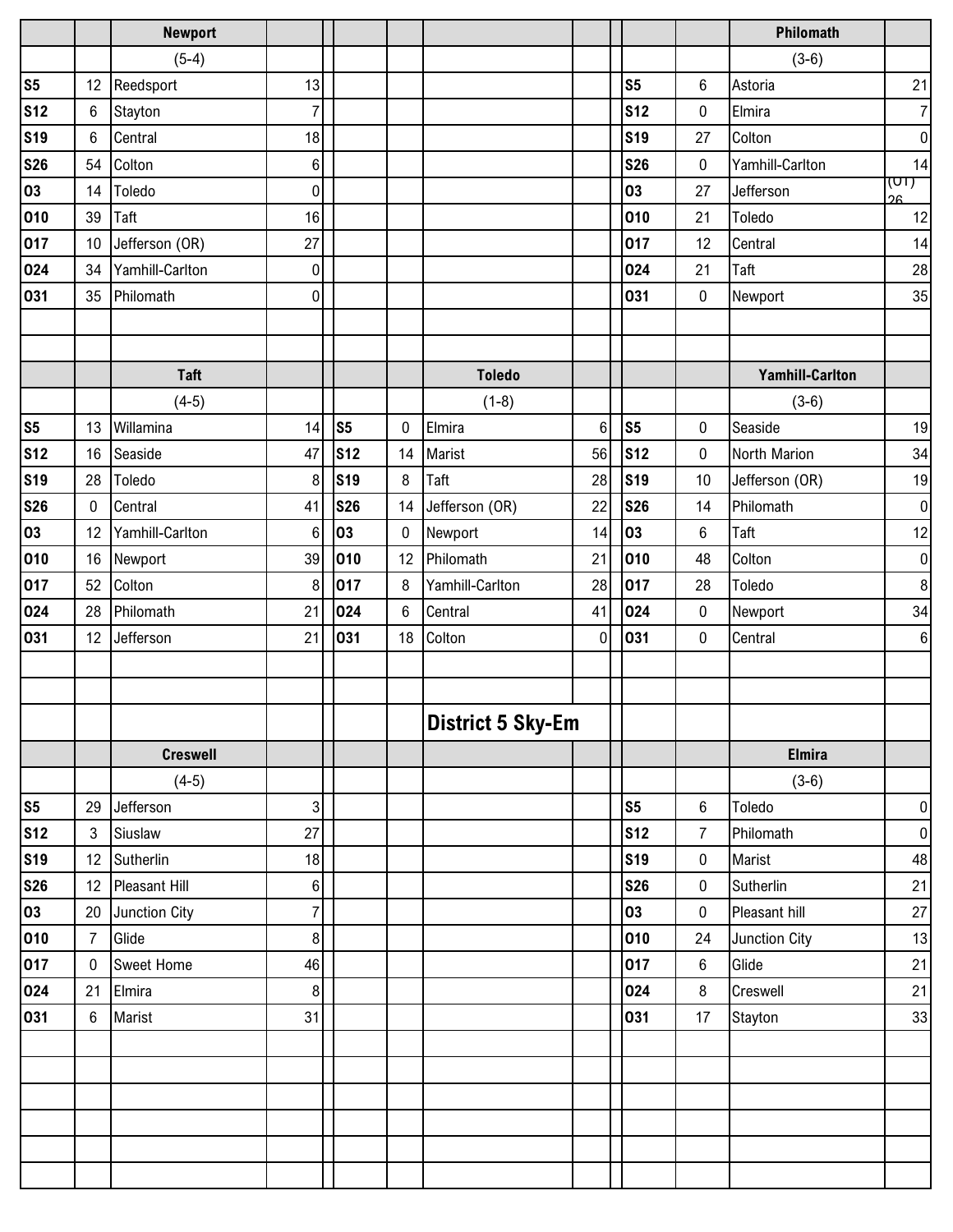## District 5 Sky-Em

### Newport (5-4)

| Date | Score | Opponent | Opp Score |
|---|---|---|---|
| S5 | 12 | Reedsport | 13 |
| S12 | 6 | Stayton | 7 |
| S19 | 6 | Central | 18 |
| S26 | 54 | Colton | 6 |
| O3 | 14 | Toledo | 0 |
| O10 | 39 | Taft | 16 |
| O17 | 10 | Jefferson (OR) | 27 |
| O24 | 34 | Yamhill-Carlton | 0 |
| O31 | 35 | Philomath | 0 |

### Philomath (3-6)

| Date | Score | Opponent | Opp Score |
|---|---|---|---|
| S5 | 6 | Astoria | 21 |
| S12 | 0 | Elmira | 7 |
| S19 | 27 | Colton | 0 |
| S26 | 0 | Yamhill-Carlton | 14 |
| O3 | 27 | Jefferson | (OT) 26 |
| O10 | 21 | Toledo | 12 |
| O17 | 12 | Central | 14 |
| O24 | 21 | Taft | 28 |
| O31 | 0 | Newport | 35 |

### Taft (4-5)

| Date | Score | Opponent | Opp Score |
|---|---|---|---|
| S5 | 13 | Willamina | 14 |
| S12 | 16 | Seaside | 47 |
| S19 | 28 | Toledo | 8 |
| S26 | 0 | Central | 41 |
| O3 | 12 | Yamhill-Carlton | 6 |
| O10 | 16 | Newport | 39 |
| O17 | 52 | Colton | 8 |
| O24 | 28 | Philomath | 21 |
| O31 | 12 | Jefferson | 21 |

### Toledo (1-8)

| Date | Score | Opponent | Opp Score |
|---|---|---|---|
| S5 | 0 | Elmira | 6 |
| S12 | 14 | Marist | 56 |
| S19 | 8 | Taft | 28 |
| S26 | 14 | Jefferson (OR) | 22 |
| O3 | 0 | Newport | 14 |
| O10 | 12 | Philomath | 21 |
| O17 | 8 | Yamhill-Carlton | 28 |
| O24 | 6 | Central | 41 |
| O31 | 18 | Colton | 0 |

### Yamhill-Carlton (3-6)

| Date | Score | Opponent | Opp Score |
|---|---|---|---|
| S5 | 0 | Seaside | 19 |
| S12 | 0 | North Marion | 34 |
| S19 | 10 | Jefferson (OR) | 19 |
| S26 | 14 | Philomath | 0 |
| O3 | 6 | Taft | 12 |
| O10 | 48 | Colton | 0 |
| O17 | 28 | Toledo | 8 |
| O24 | 0 | Newport | 34 |
| O31 | 0 | Central | 6 |

### Creswell (4-5)

| Date | Score | Opponent | Opp Score |
|---|---|---|---|
| S5 | 29 | Jefferson | 3 |
| S12 | 3 | Siuslaw | 27 |
| S19 | 12 | Sutherlin | 18 |
| S26 | 12 | Pleasant Hill | 6 |
| O3 | 20 | Junction City | 7 |
| O10 | 7 | Glide | 8 |
| O17 | 0 | Sweet Home | 46 |
| O24 | 21 | Elmira | 8 |
| O31 | 6 | Marist | 31 |

### Elmira (3-6)

| Date | Score | Opponent | Opp Score |
|---|---|---|---|
| S5 | 6 | Toledo | 0 |
| S12 | 7 | Philomath | 0 |
| S19 | 0 | Marist | 48 |
| S26 | 0 | Sutherlin | 21 |
| O3 | 0 | Pleasant hill | 27 |
| O10 | 24 | Junction City | 13 |
| O17 | 6 | Glide | 21 |
| O24 | 8 | Creswell | 21 |
| O31 | 17 | Stayton | 33 |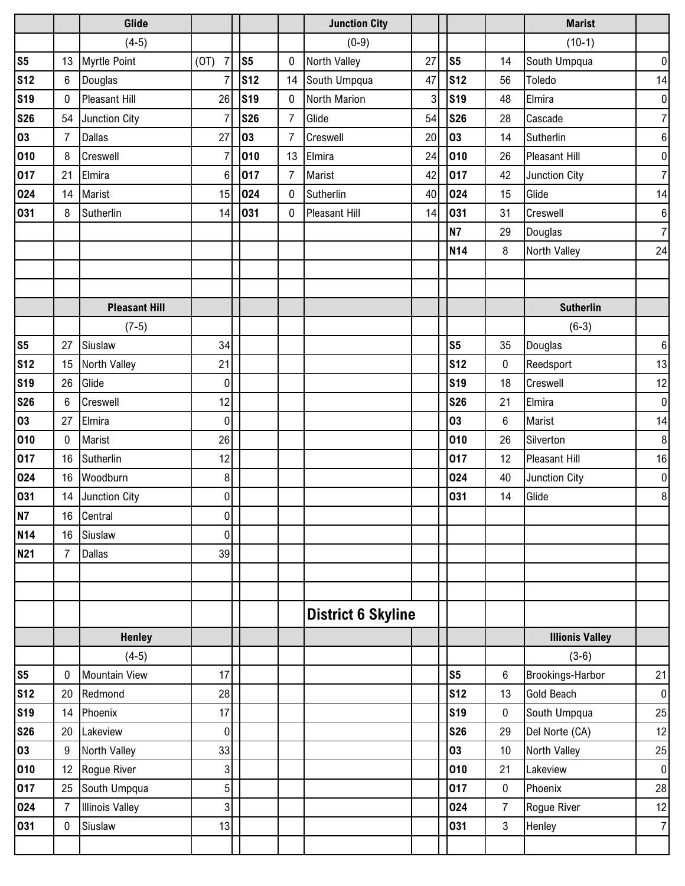### Glide

(4-5)

| Date | Score | Opponent | Opp. Score |
|---|---|---|---|
| S5 | 13 | Myrtle Point | (OT) 7 |
| S12 | 6 | Douglas | 7 |
| S19 | 0 | Pleasant Hill | 26 |
| S26 | 54 | Junction City | 7 |
| O3 | 7 | Dallas | 27 |
| O10 | 8 | Creswell | 7 |
| O17 | 21 | Elmira | 6 |
| O24 | 14 | Marist | 15 |
| O31 | 8 | Sutherlin | 14 |

### Junction City

(0-9)

| Date | Score | Opponent | Opp. Score |
|---|---|---|---|
| S5 | 0 | North Valley | 27 |
| S12 | 14 | South Umpqua | 47 |
| S19 | 0 | North Marion | 3 |
| S26 | 7 | Glide | 54 |
| O3 | 7 | Creswell | 20 |
| O10 | 13 | Elmira | 24 |
| O17 | 7 | Marist | 42 |
| O24 | 0 | Sutherlin | 40 |
| O31 | 0 | Pleasant Hill | 14 |

### Marist

(10-1)

| Date | Score | Opponent | Opp. Score |
|---|---|---|---|
| S5 | 14 | South Umpqua | 0 |
| S12 | 56 | Toledo | 14 |
| S19 | 48 | Elmira | 0 |
| S26 | 28 | Cascade | 7 |
| O3 | 14 | Sutherlin | 6 |
| O10 | 26 | Pleasant Hill | 0 |
| O17 | 42 | Junction City | 7 |
| O24 | 15 | Glide | 14 |
| O31 | 31 | Creswell | 6 |
| N7 | 29 | Douglas | 7 |
| N14 | 8 | North Valley | 24 |

### Pleasant Hill

(7-5)

| Date | Score | Opponent | Opp. Score |
|---|---|---|---|
| S5 | 27 | Siuslaw | 34 |
| S12 | 15 | North Valley | 21 |
| S19 | 26 | Glide | 0 |
| S26 | 6 | Creswell | 12 |
| O3 | 27 | Elmira | 0 |
| O10 | 0 | Marist | 26 |
| O17 | 16 | Sutherlin | 12 |
| O24 | 16 | Woodburn | 8 |
| O31 | 14 | Junction City | 0 |
| N7 | 16 | Central | 0 |
| N14 | 16 | Siuslaw | 0 |
| N21 | 7 | Dallas | 39 |

### Sutherlin

(6-3)

| Date | Score | Opponent | Opp. Score |
|---|---|---|---|
| S5 | 35 | Douglas | 6 |
| S12 | 0 | Reedsport | 13 |
| S19 | 18 | Creswell | 12 |
| S26 | 21 | Elmira | 0 |
| O3 | 6 | Marist | 14 |
| O10 | 26 | Silverton | 8 |
| O17 | 12 | Pleasant Hill | 16 |
| O24 | 40 | Junction City | 0 |
| O31 | 14 | Glide | 8 |

## District 6 Skyline

### Henley

(4-5)

| Date | Score | Opponent | Opp. Score |
|---|---|---|---|
| S5 | 0 | Mountain View | 17 |
| S12 | 20 | Redmond | 28 |
| S19 | 14 | Phoenix | 17 |
| S26 | 20 | Lakeview | 0 |
| O3 | 9 | North Valley | 33 |
| O10 | 12 | Rogue River | 3 |
| O17 | 25 | South Umpqua | 5 |
| O24 | 7 | Illinois Valley | 3 |
| O31 | 0 | Siuslaw | 13 |

### Illionis Valley

(3-6)

| Date | Score | Opponent | Opp. Score |
|---|---|---|---|
| S5 | 6 | Brookings-Harbor | 21 |
| S12 | 13 | Gold Beach | 0 |
| S19 | 0 | South Umpqua | 25 |
| S26 | 29 | Del Norte (CA) | 12 |
| O3 | 10 | North Valley | 25 |
| O10 | 21 | Lakeview | 0 |
| O17 | 0 | Phoenix | 28 |
| O24 | 7 | Rogue River | 12 |
| O31 | 3 | Henley | 7 |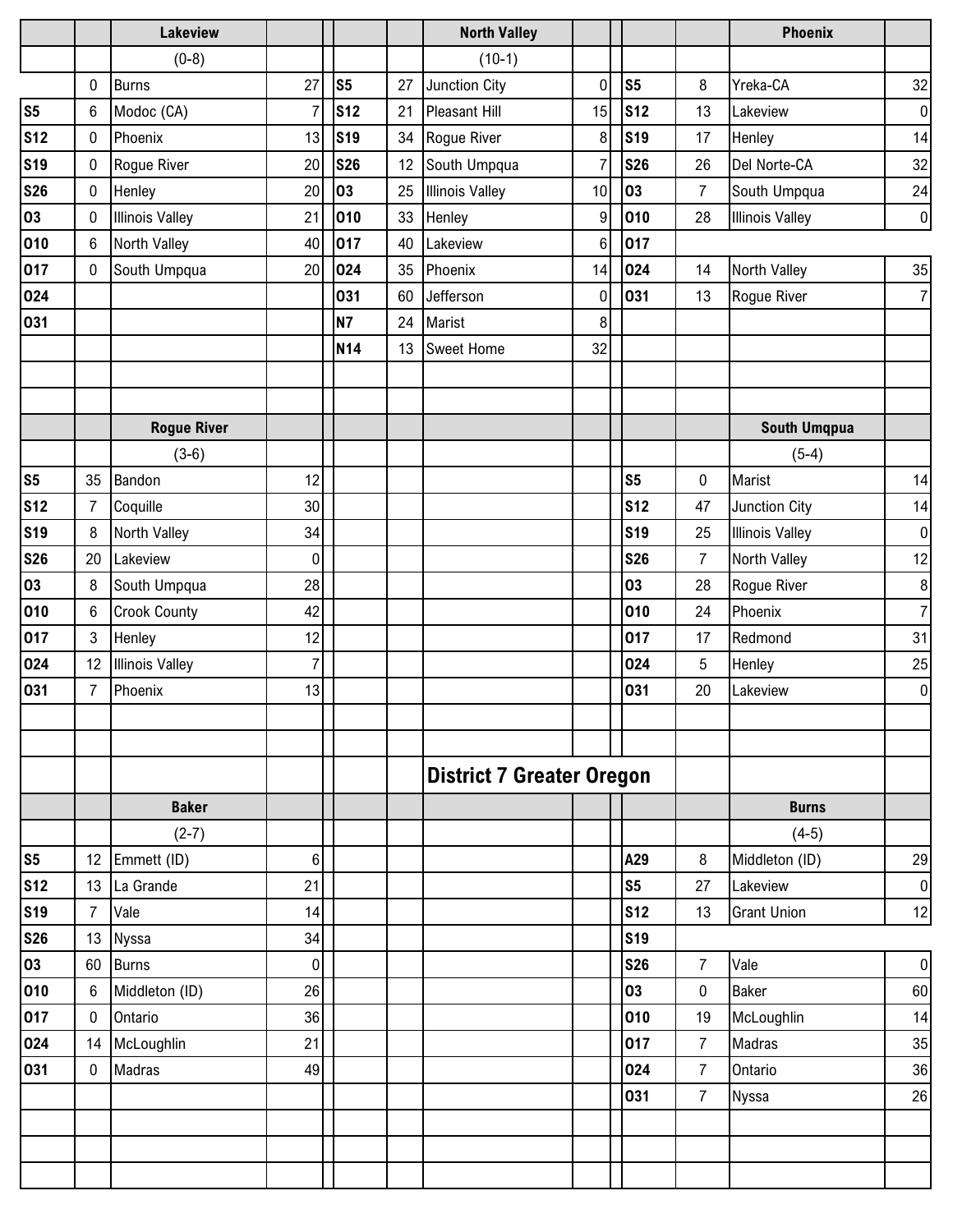## District 7 Greater Oregon

### Lakeview (0-8)

| Date | Score | Opponent | Opp. Score |
|---|---|---|---|
| | 0 | Burns | 27 |
| S5 | 6 | Modoc (CA) | 7 |
| S12 | 0 | Phoenix | 13 |
| S19 | 0 | Rogue River | 20 |
| S26 | 0 | Henley | 20 |
| O3 | 0 | Illinois Valley | 21 |
| O10 | 6 | North Valley | 40 |
| O17 | 0 | South Umpqua | 20 |
| O24 | | | |
| O31 | | | |

### North Valley (10-1)

| Date | Score | Opponent | Opp. Score |
|---|---|---|---|
| S5 | 27 | Junction City | 0 |
| S12 | 21 | Pleasant Hill | 15 |
| S19 | 34 | Rogue River | 8 |
| S26 | 12 | South Umpqua | 7 |
| O3 | 25 | Illinois Valley | 10 |
| O10 | 33 | Henley | 9 |
| O17 | 40 | Lakeview | 6 |
| O24 | 35 | Phoenix | 14 |
| O31 | 60 | Jefferson | 0 |
| N7 | 24 | Marist | 8 |
| N14 | 13 | Sweet Home | 32 |

### Phoenix

| Date | Score | Opponent | Opp. Score |
|---|---|---|---|
| S5 | 8 | Yreka-CA | 32 |
| S12 | 13 | Lakeview | 0 |
| S19 | 17 | Henley | 14 |
| S26 | 26 | Del Norte-CA | 32 |
| O3 | 7 | South Umpqua | 24 |
| O10 | 28 | Illinois Valley | 0 |
| O17 | | | |
| O24 | 14 | North Valley | 35 |
| O31 | 13 | Rogue River | 7 |

### Rogue River (3-6)

| Date | Score | Opponent | Opp. Score |
|---|---|---|---|
| S5 | 35 | Bandon | 12 |
| S12 | 7 | Coquille | 30 |
| S19 | 8 | North Valley | 34 |
| S26 | 20 | Lakeview | 0 |
| O3 | 8 | South Umpqua | 28 |
| O10 | 6 | Crook County | 42 |
| O17 | 3 | Henley | 12 |
| O24 | 12 | Illinois Valley | 7 |
| O31 | 7 | Phoenix | 13 |

### South Umqpua (5-4)

| Date | Score | Opponent | Opp. Score |
|---|---|---|---|
| S5 | 0 | Marist | 14 |
| S12 | 47 | Junction City | 14 |
| S19 | 25 | Illinois Valley | 0 |
| S26 | 7 | North Valley | 12 |
| O3 | 28 | Rogue River | 8 |
| O10 | 24 | Phoenix | 7 |
| O17 | 17 | Redmond | 31 |
| O24 | 5 | Henley | 25 |
| O31 | 20 | Lakeview | 0 |

### Baker (2-7)

| Date | Score | Opponent | Opp. Score |
|---|---|---|---|
| S5 | 12 | Emmett (ID) | 6 |
| S12 | 13 | La Grande | 21 |
| S19 | 7 | Vale | 14 |
| S26 | 13 | Nyssa | 34 |
| O3 | 60 | Burns | 0 |
| O10 | 6 | Middleton (ID) | 26 |
| O17 | 0 | Ontario | 36 |
| O24 | 14 | McLoughlin | 21 |
| O31 | 0 | Madras | 49 |

### Burns (4-5)

| Date | Score | Opponent | Opp. Score |
|---|---|---|---|
| A29 | 8 | Middleton (ID) | 29 |
| S5 | 27 | Lakeview | 0 |
| S12 | 13 | Grant Union | 12 |
| S19 | | | |
| S26 | 7 | Vale | 0 |
| O3 | 0 | Baker | 60 |
| O10 | 19 | McLoughlin | 14 |
| O17 | 7 | Madras | 35 |
| O24 | 7 | Ontario | 36 |
| O31 | 7 | Nyssa | 26 |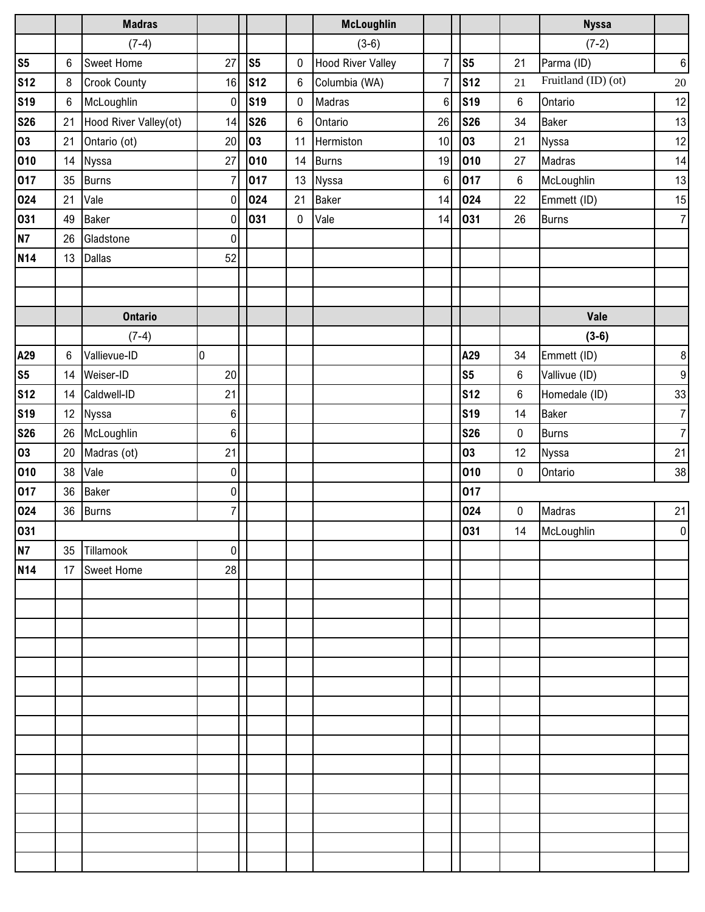| | | Madras | |
|---|---|---|---|
| | | (7-4) | |
| S5 | 6 | Sweet Home | 27 |
| S12 | 8 | Crook County | 16 |
| S19 | 6 | McLoughlin | 0 |
| S26 | 21 | Hood River Valley(ot) | 14 |
| O3 | 21 | Ontario (ot) | 20 |
| O10 | 14 | Nyssa | 27 |
| O17 | 35 | Burns | 7 |
| O24 | 21 | Vale | 0 |
| O31 | 49 | Baker | 0 |
| N7 | 26 | Gladstone | 0 |
| N14 | 13 | Dallas | 52 |

| | | McLoughlin | |
|---|---|---|---|
| | | (3-6) | |
| S5 | 0 | Hood River Valley | 7 |
| S12 | 6 | Columbia (WA) | 7 |
| S19 | 0 | Madras | 6 |
| S26 | 6 | Ontario | 26 |
| O3 | 11 | Hermiston | 10 |
| O10 | 14 | Burns | 19 |
| O17 | 13 | Nyssa | 6 |
| O24 | 21 | Baker | 14 |
| O31 | 0 | Vale | 14 |

| | | Nyssa | |
|---|---|---|---|
| | | (7-2) | |
| S5 | 21 | Parma (ID) | 6 |
| S12 | 21 | Fruitland (ID) (ot) | 20 |
| S19 | 6 | Ontario | 12 |
| S26 | 34 | Baker | 13 |
| O3 | 21 | Nyssa | 12 |
| O10 | 27 | Madras | 14 |
| O17 | 6 | McLoughlin | 13 |
| O24 | 22 | Emmett (ID) | 15 |
| O31 | 26 | Burns | 7 |

| | | Ontario | |
|---|---|---|---|
| | | (7-4) | |
| A29 | 6 | Vallievue-ID | 0 |
| S5 | 14 | Weiser-ID | 20 |
| S12 | 14 | Caldwell-ID | 21 |
| S19 | 12 | Nyssa | 6 |
| S26 | 26 | McLoughlin | 6 |
| O3 | 20 | Madras (ot) | 21 |
| O10 | 38 | Vale | 0 |
| O17 | 36 | Baker | 0 |
| O24 | 36 | Burns | 7 |
| O31 | | | |
| N7 | 35 | Tillamook | 0 |
| N14 | 17 | Sweet Home | 28 |

| | | Vale | |
|---|---|---|---|
| | | **(3-6)** | |
| A29 | 34 | Emmett (ID) | 8 |
| S5 | 6 | Vallivue (ID) | 9 |
| S12 | 6 | Homedale (ID) | 33 |
| S19 | 14 | Baker | 7 |
| S26 | 0 | Burns | 7 |
| O3 | 12 | Nyssa | 21 |
| O10 | 0 | Ontario | 38 |
| O17 | | | |
| O24 | 0 | Madras | 21 |
| O31 | 14 | McLoughlin | 0 |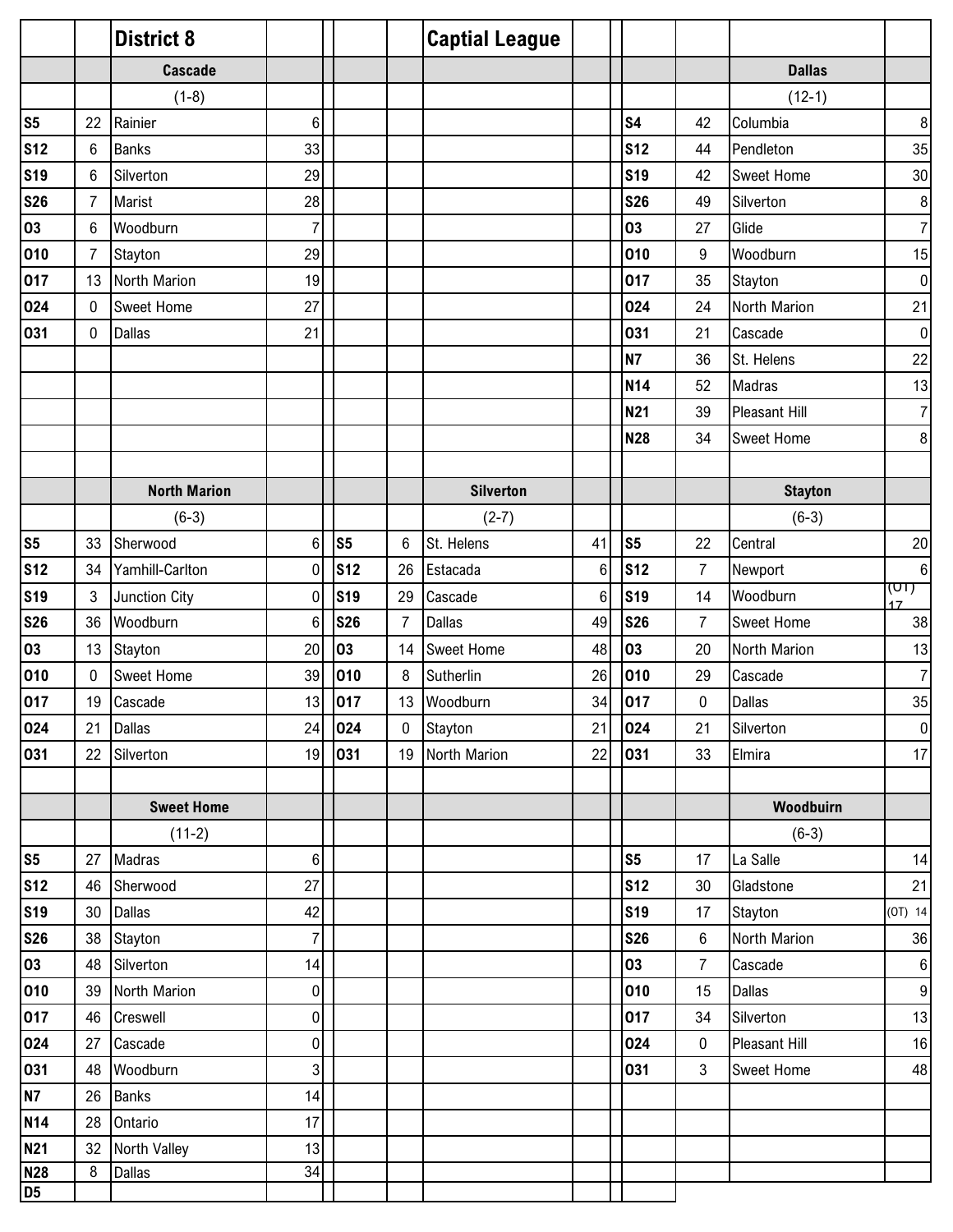## District 8 — Captial League

### Cascade

(1-8)

| | | | |
|---|---|---|---|
| S5 | 22 | Rainier | 6 |
| S12 | 6 | Banks | 33 |
| S19 | 6 | Silverton | 29 |
| S26 | 7 | Marist | 28 |
| O3 | 6 | Woodburn | 7 |
| O10 | 7 | Stayton | 29 |
| O17 | 13 | North Marion | 19 |
| O24 | 0 | Sweet Home | 27 |
| O31 | 0 | Dallas | 21 |

### Dallas

(12-1)

| | | | |
|---|---|---|---|
| S4 | 42 | Columbia | 8 |
| S12 | 44 | Pendleton | 35 |
| S19 | 42 | Sweet Home | 30 |
| S26 | 49 | Silverton | 8 |
| O3 | 27 | Glide | 7 |
| O10 | 9 | Woodburn | 15 |
| O17 | 35 | Stayton | 0 |
| O24 | 24 | North Marion | 21 |
| O31 | 21 | Cascade | 0 |
| N7 | 36 | St. Helens | 22 |
| N14 | 52 | Madras | 13 |
| N21 | 39 | Pleasant Hill | 7 |
| N28 | 34 | Sweet Home | 8 |

### North Marion

(6-3)

| | | | |
|---|---|---|---|
| S5 | 33 | Sherwood | 6 |
| S12 | 34 | Yamhill-Carlton | 0 |
| S19 | 3 | Junction City | 0 |
| S26 | 36 | Woodburn | 6 |
| O3 | 13 | Stayton | 20 |
| O10 | 0 | Sweet Home | 39 |
| O17 | 19 | Cascade | 13 |
| O24 | 21 | Dallas | 24 |
| O31 | 22 | Silverton | 19 |

### Silverton

(2-7)

| | | | |
|---|---|---|---|
| S5 | 6 | St. Helens | 41 |
| S12 | 26 | Estacada | 6 |
| S19 | 29 | Cascade | 6 |
| S26 | 7 | Dallas | 49 |
| O3 | 14 | Sweet Home | 48 |
| O10 | 8 | Sutherlin | 26 |
| O17 | 13 | Woodburn | 34 |
| O24 | 0 | Stayton | 21 |
| O31 | 19 | North Marion | 22 |

### Stayton

(6-3)

| | | | |
|---|---|---|---|
| S5 | 22 | Central | 20 |
| S12 | 7 | Newport | 6 |
| S19 | 14 | Woodburn | (OT) 17 |
| S26 | 7 | Sweet Home | 38 |
| O3 | 20 | North Marion | 13 |
| O10 | 29 | Cascade | 7 |
| O17 | 0 | Dallas | 35 |
| O24 | 21 | Silverton | 0 |
| O31 | 33 | Elmira | 17 |

### Sweet Home

(11-2)

| | | | |
|---|---|---|---|
| S5 | 27 | Madras | 6 |
| S12 | 46 | Sherwood | 27 |
| S19 | 30 | Dallas | 42 |
| S26 | 38 | Stayton | 7 |
| O3 | 48 | Silverton | 14 |
| O10 | 39 | North Marion | 0 |
| O17 | 46 | Creswell | 0 |
| O24 | 27 | Cascade | 0 |
| O31 | 48 | Woodburn | 3 |
| N7 | 26 | Banks | 14 |
| N14 | 28 | Ontario | 17 |
| N21 | 32 | North Valley | 13 |
| N28 | 8 | Dallas | 34 |
| D5 | | | |

### Woodbuirn

(6-3)

| | | | |
|---|---|---|---|
| S5 | 17 | La Salle | 14 |
| S12 | 30 | Gladstone | 21 |
| S19 | 17 | Stayton | (OT) 14 |
| S26 | 6 | North Marion | 36 |
| O3 | 7 | Cascade | 6 |
| O10 | 15 | Dallas | 9 |
| O17 | 34 | Silverton | 13 |
| O24 | 0 | Pleasant Hill | 16 |
| O31 | 3 | Sweet Home | 48 |